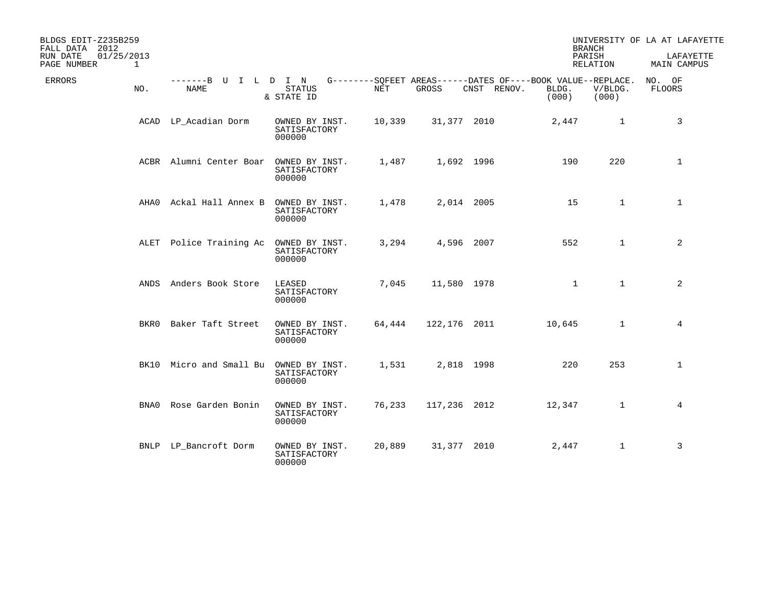BLDGS EDIT-Z235B259
FALL DATA 2012
RUN DATE 01/25/2013
PAGE NUMBER 1

UNIVERSITY OF LA AT LAFAYETTE
BRANCH
PARISH LAFAYETTE
RELATION MAIN CAMPUS

| ERRORS | BUILDING NO. | BUILDING NAME | BUILDING STATUS & STATE ID | SQFEET AREAS NET | SQFEET AREAS GROSS | DATES OF CNST | DATES OF RENOV. | BOOK VALUE BLDG. (000) | REPLACE. V/BLDG. (000) | NO. OF FLOORS |
|---|---|---|---|---|---|---|---|---|---|---|
| | ACAD | LP_Acadian Dorm | OWNED BY INST. SATISFACTORY 000000 | 10,339 | 31,377 | 2010 | | 2,447 | 1 | 3 |
| | ACBR | Alumni Center Boar | OWNED BY INST. SATISFACTORY 000000 | 1,487 | 1,692 | 1996 | | 190 | 220 | 1 |
| | AHA0 | Ackal Hall Annex B | OWNED BY INST. SATISFACTORY 000000 | 1,478 | 2,014 | 2005 | | 15 | 1 | 1 |
| | ALET | Police Training Ac | OWNED BY INST. SATISFACTORY 000000 | 3,294 | 4,596 | 2007 | | 552 | 1 | 2 |
| | ANDS | Anders Book Store | LEASED SATISFACTORY 000000 | 7,045 | 11,580 | 1978 | | 1 | 1 | 2 |
| | BKR0 | Baker Taft Street | OWNED BY INST. SATISFACTORY 000000 | 64,444 | 122,176 | 2011 | | 10,645 | 1 | 4 |
| | BK10 | Micro and Small Bu | OWNED BY INST. SATISFACTORY 000000 | 1,531 | 2,818 | 1998 | | 220 | 253 | 1 |
| | BNA0 | Rose Garden Bonin | OWNED BY INST. SATISFACTORY 000000 | 76,233 | 117,236 | 2012 | | 12,347 | 1 | 4 |
| | BNLP | LP_Bancroft Dorm | OWNED BY INST. SATISFACTORY 000000 | 20,889 | 31,377 | 2010 | | 2,447 | 1 | 3 |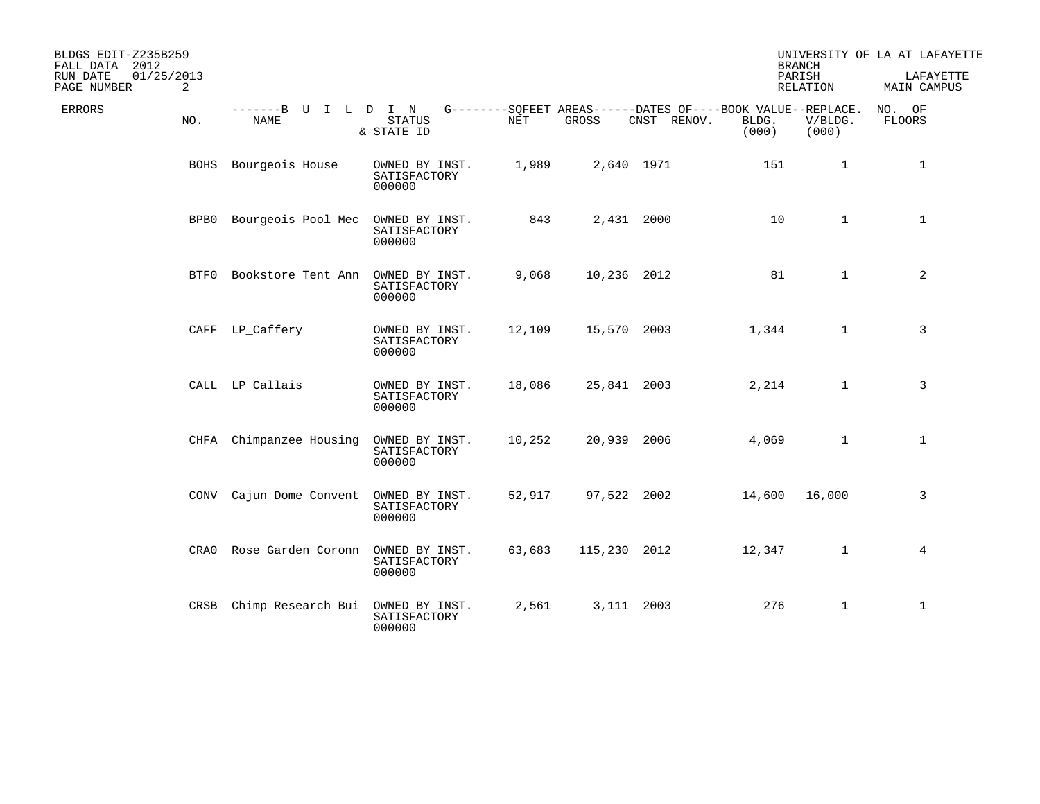BLDGS EDIT-Z235B259
FALL DATA 2012
RUN DATE 01/25/2013

UNIVERSITY OF LA AT LAFAYETTE
BRANCH
PARISH LAFAYETTE
RELATION MAIN CAMPUS

| ERRORS | NO. | NAME | STATUS & STATE ID | NET | GROSS | CNST | RENOV. | BOOK VALUE BLDG. (000) | REPLACE. V/BLDG. (000) | NO. OF FLOORS |
|---|---|---|---|---|---|---|---|---|---|---|
| | BOHS | Bourgeois House | OWNED BY INST. SATISFACTORY 000000 | 1,989 | 2,640 | 1971 | | 151 | 1 | 1 |
| | BPB0 | Bourgeois Pool Mec | OWNED BY INST. SATISFACTORY 000000 | 843 | 2,431 | 2000 | | 10 | 1 | 1 |
| | BTF0 | Bookstore Tent Ann | OWNED BY INST. SATISFACTORY 000000 | 9,068 | 10,236 | 2012 | | 81 | 1 | 2 |
| | CAFF | LP_Caffery | OWNED BY INST. SATISFACTORY 000000 | 12,109 | 15,570 | 2003 | | 1,344 | 1 | 3 |
| | CALL | LP_Callais | OWNED BY INST. SATISFACTORY 000000 | 18,086 | 25,841 | 2003 | | 2,214 | 1 | 3 |
| | CHFA | Chimpanzee Housing | OWNED BY INST. SATISFACTORY 000000 | 10,252 | 20,939 | 2006 | | 4,069 | 1 | 1 |
| | CONV | Cajun Dome Convent | OWNED BY INST. SATISFACTORY 000000 | 52,917 | 97,522 | 2002 | | 14,600 | 16,000 | 3 |
| | CRA0 | Rose Garden Coronn | OWNED BY INST. SATISFACTORY 000000 | 63,683 | 115,230 | 2012 | | 12,347 | 1 | 4 |
| | CRSB | Chimp Research Bui | OWNED BY INST. SATISFACTORY 000000 | 2,561 | 3,111 | 2003 | | 276 | 1 | 1 |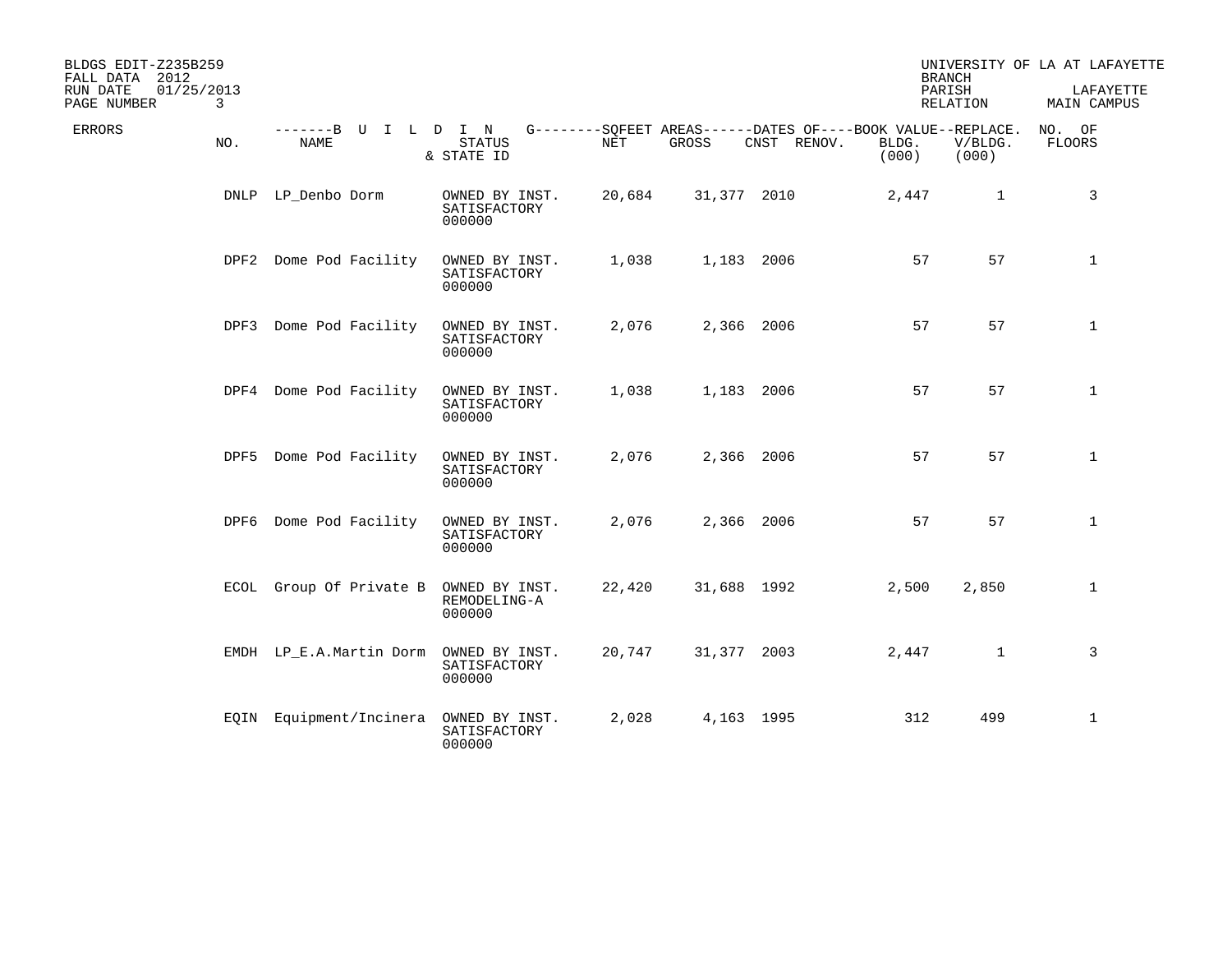BLDGS EDIT-Z235B259
FALL DATA 2012
RUN DATE 01/25/2013

UNIVERSITY OF LA AT LAFAYETTE
BRANCH
PARISH LAFAYETTE
RELATION MAIN CAMPUS

| ERRORS | BUILDING NO. | BUILDING NAME | STATUS & STATE ID | SQFEET AREAS NET | SQFEET AREAS GROSS | DATES OF CNST | DATES OF RENOV. | BOOK VALUE BLDG. (000) | REPLACE. V/BLDG. (000) | NO. OF FLOORS |
|---|---|---|---|---|---|---|---|---|---|---|
| | DNLP | LP_Denbo Dorm | OWNED BY INST. SATISFACTORY 000000 | 20,684 | 31,377 | 2010 | | 2,447 | 1 | 3 |
| | DPF2 | Dome Pod Facility | OWNED BY INST. SATISFACTORY 000000 | 1,038 | 1,183 | 2006 | | 57 | 57 | 1 |
| | DPF3 | Dome Pod Facility | OWNED BY INST. SATISFACTORY 000000 | 2,076 | 2,366 | 2006 | | 57 | 57 | 1 |
| | DPF4 | Dome Pod Facility | OWNED BY INST. SATISFACTORY 000000 | 1,038 | 1,183 | 2006 | | 57 | 57 | 1 |
| | DPF5 | Dome Pod Facility | OWNED BY INST. SATISFACTORY 000000 | 2,076 | 2,366 | 2006 | | 57 | 57 | 1 |
| | DPF6 | Dome Pod Facility | OWNED BY INST. SATISFACTORY 000000 | 2,076 | 2,366 | 2006 | | 57 | 57 | 1 |
| | ECOL | Group Of Private B | OWNED BY INST. REMODELING-A 000000 | 22,420 | 31,688 | 1992 | | 2,500 | 2,850 | 1 |
| | EMDH | LP_E.A.Martin Dorm | OWNED BY INST. SATISFACTORY 000000 | 20,747 | 31,377 | 2003 | | 2,447 | 1 | 3 |
| | EQIN | Equipment/Incinera | OWNED BY INST. SATISFACTORY 000000 | 2,028 | 4,163 | 1995 | | 312 | 499 | 1 |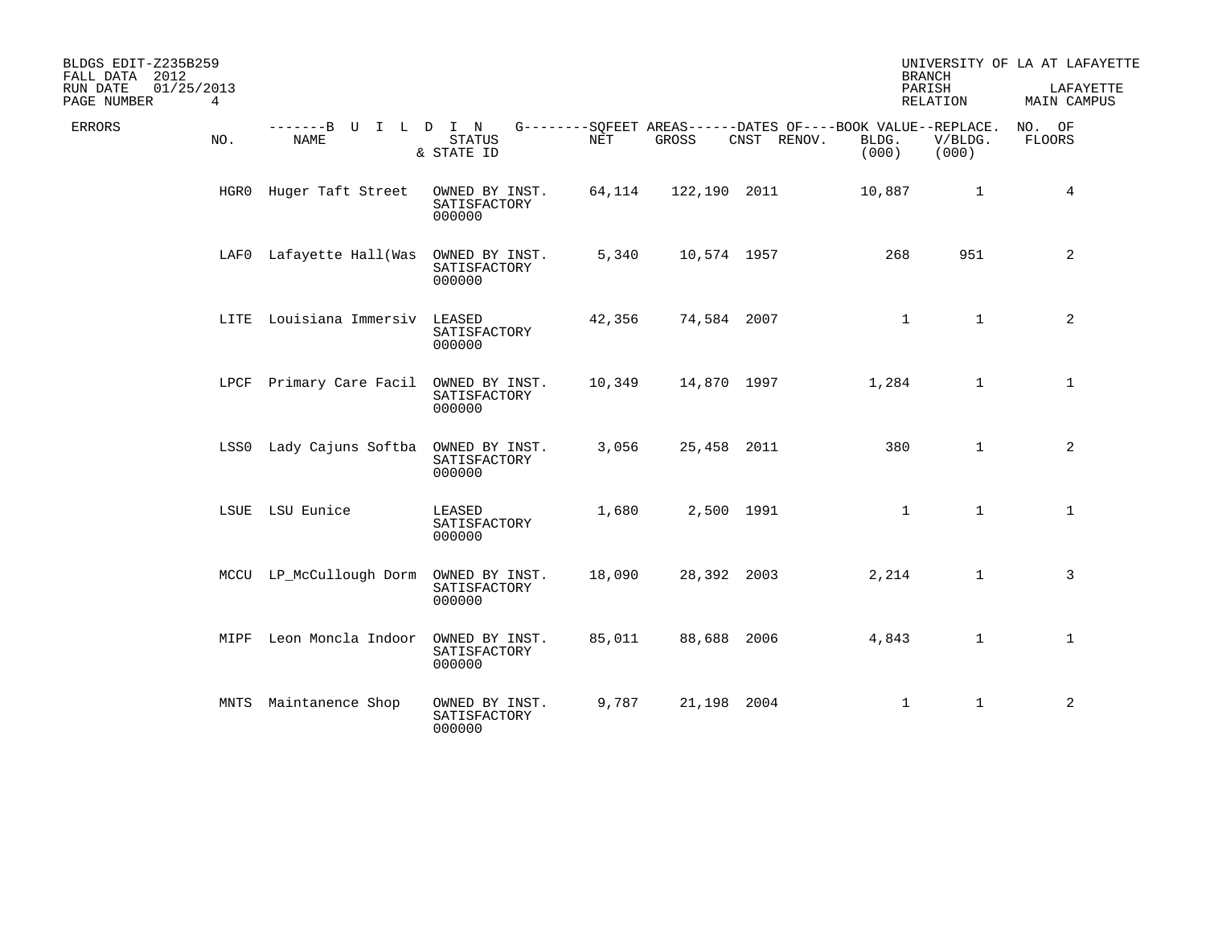BLDGS EDIT-Z235B259
FALL DATA 2012
RUN DATE 01/25/2013

UNIVERSITY OF LA AT LAFAYETTE
BRANCH
PARISH LAFAYETTE
RELATION MAIN CAMPUS

| ERRORS | NO. | NAME | STATUS & STATE ID | NET | GROSS | CNST | RENOV. | BOOK VALUE BLDG. (000) | REPLACE. V/BLDG. (000) | NO. OF FLOORS |
|---|---|---|---|---|---|---|---|---|---|---|
| | HGR0 | Huger Taft Street | OWNED BY INST. SATISFACTORY 000000 | 64,114 | 122,190 | 2011 | | 10,887 | 1 | 4 |
| | LAF0 | Lafayette Hall(Was | OWNED BY INST. SATISFACTORY 000000 | 5,340 | 10,574 | 1957 | | 268 | 951 | 2 |
| | LITE | Louisiana Immersiv | LEASED SATISFACTORY 000000 | 42,356 | 74,584 | 2007 | | 1 | 1 | 2 |
| | LPCF | Primary Care Facil | OWNED BY INST. SATISFACTORY 000000 | 10,349 | 14,870 | 1997 | | 1,284 | 1 | 1 |
| | LSS0 | Lady Cajuns Softba | OWNED BY INST. SATISFACTORY 000000 | 3,056 | 25,458 | 2011 | | 380 | 1 | 2 |
| | LSUE | LSU Eunice | LEASED SATISFACTORY 000000 | 1,680 | 2,500 | 1991 | | 1 | 1 | 1 |
| | MCCU | LP_McCullough Dorm | OWNED BY INST. SATISFACTORY 000000 | 18,090 | 28,392 | 2003 | | 2,214 | 1 | 3 |
| | MIPF | Leon Moncla Indoor | OWNED BY INST. SATISFACTORY 000000 | 85,011 | 88,688 | 2006 | | 4,843 | 1 | 1 |
| | MNTS | Maintanence Shop | OWNED BY INST. SATISFACTORY 000000 | 9,787 | 21,198 | 2004 | | 1 | 1 | 2 |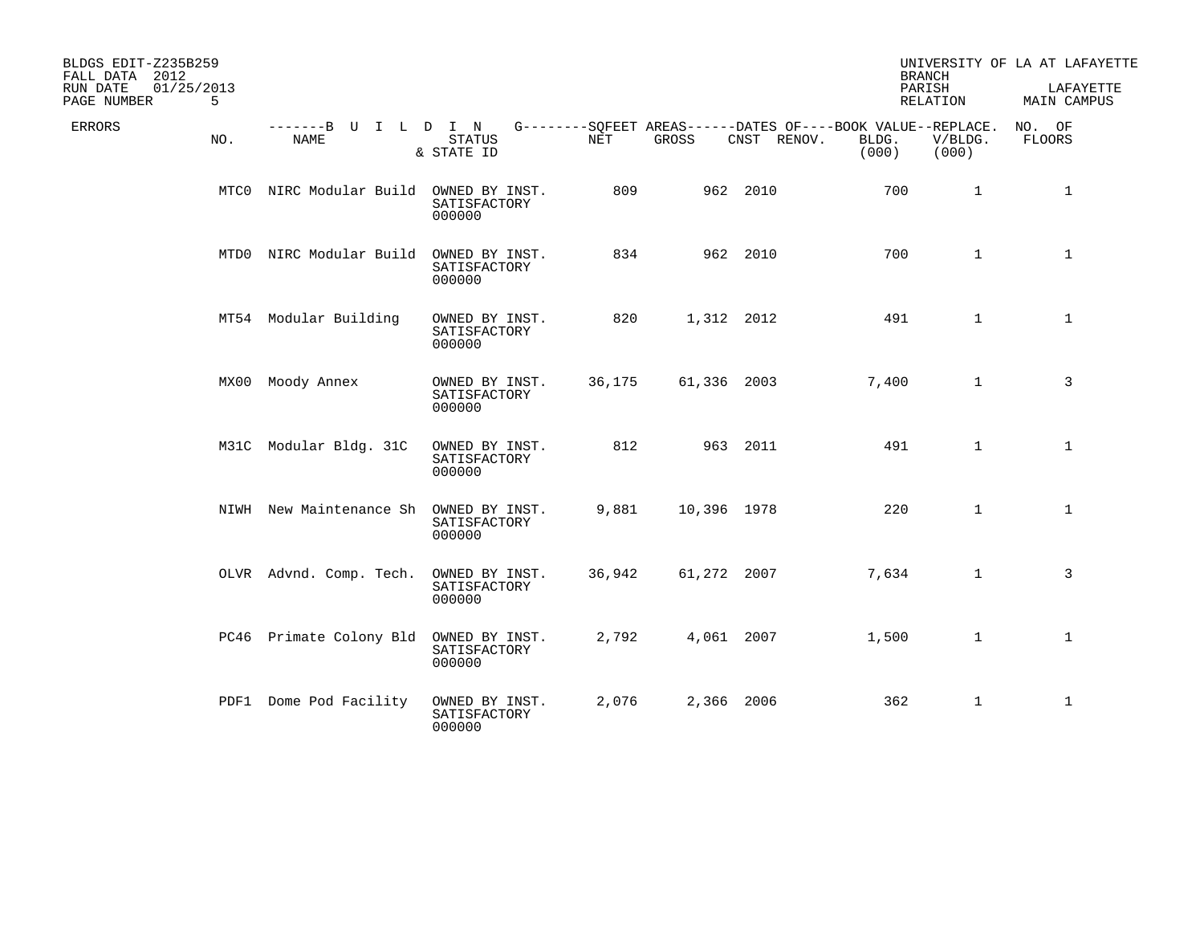BLDGS EDIT-Z235B259
FALL DATA 2012
RUN DATE 01/25/2013

UNIVERSITY OF LA AT LAFAYETTE
BRANCH
PARISH LAFAYETTE
RELATION MAIN CAMPUS

| ERRORS | NO. | NAME | STATUS & STATE ID | NET | GROSS | CNST | RENOV. | BOOK VALUE BLDG. (000) | REPLACE. V/BLDG. (000) | NO. OF FLOORS |
|---|---|---|---|---|---|---|---|---|---|---|
| | MTC0 | NIRC Modular Build | OWNED BY INST. SATISFACTORY 000000 | 809 | 962 | 2010 | | 700 | 1 | 1 |
| | MTD0 | NIRC Modular Build | OWNED BY INST. SATISFACTORY 000000 | 834 | 962 | 2010 | | 700 | 1 | 1 |
| | MT54 | Modular Building | OWNED BY INST. SATISFACTORY 000000 | 820 | 1,312 | 2012 | | 491 | 1 | 1 |
| | MX00 | Moody Annex | OWNED BY INST. SATISFACTORY 000000 | 36,175 | 61,336 | 2003 | | 7,400 | 1 | 3 |
| | M31C | Modular Bldg. 31C | OWNED BY INST. SATISFACTORY 000000 | 812 | 963 | 2011 | | 491 | 1 | 1 |
| | NIWH | New Maintenance Sh | OWNED BY INST. SATISFACTORY 000000 | 9,881 | 10,396 | 1978 | | 220 | 1 | 1 |
| | OLVR | Advnd. Comp. Tech. | OWNED BY INST. SATISFACTORY 000000 | 36,942 | 61,272 | 2007 | | 7,634 | 1 | 3 |
| | PC46 | Primate Colony Bld | OWNED BY INST. SATISFACTORY 000000 | 2,792 | 4,061 | 2007 | | 1,500 | 1 | 1 |
| | PDF1 | Dome Pod Facility | OWNED BY INST. SATISFACTORY 000000 | 2,076 | 2,366 | 2006 | | 362 | 1 | 1 |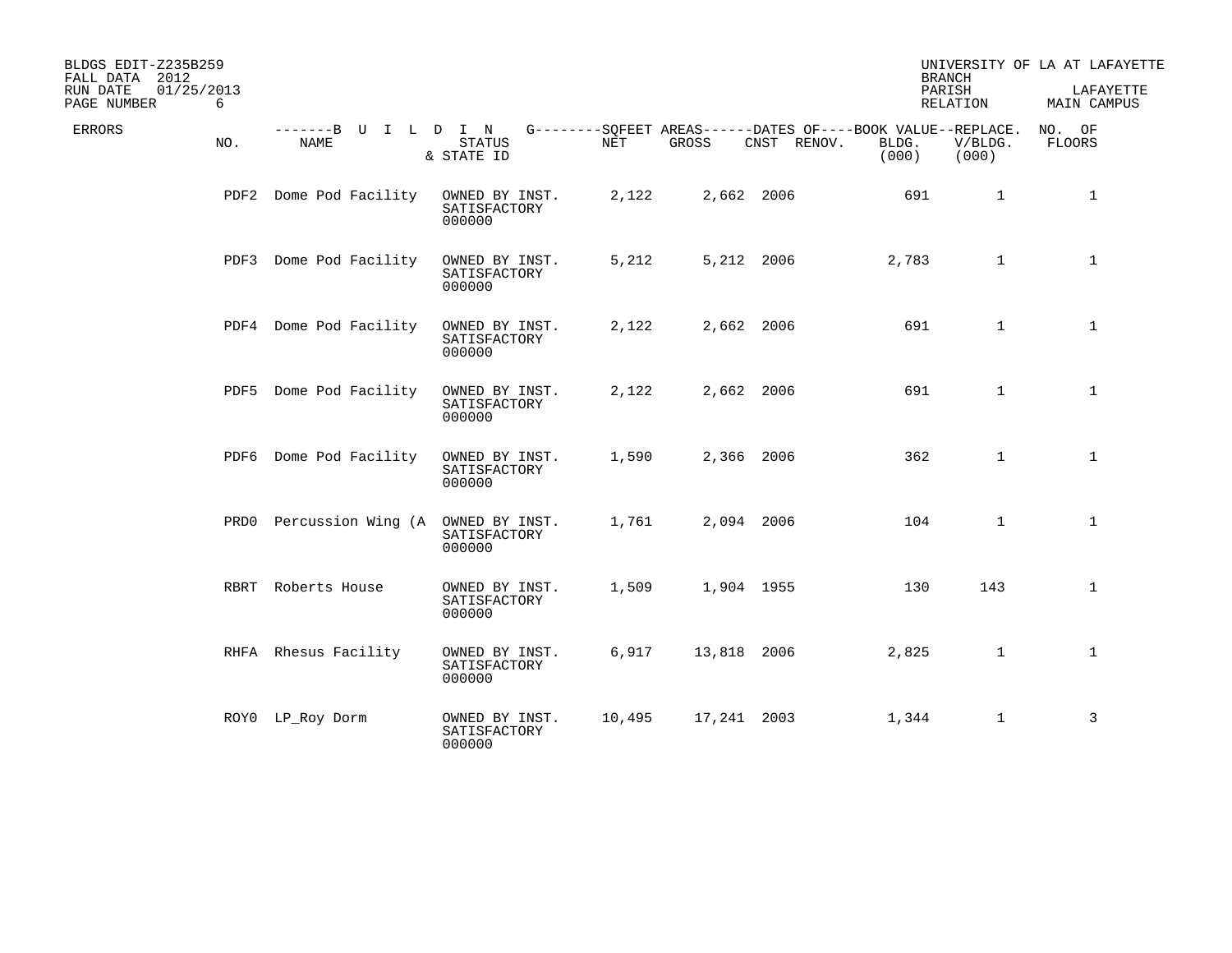BLDGS EDIT-Z235B259
FALL DATA 2012
RUN DATE 01/25/2013
PAGE NUMBER 6

UNIVERSITY OF LA AT LAFAYETTE
BRANCH
PARISH LAFAYETTE
RELATION MAIN CAMPUS

| ERRORS | NO. | BUILDING NAME | STATUS & STATE ID | SQFEET AREAS NET | SQFEET AREAS GROSS | DATES OF CNST | DATES OF RENOV. | BOOK VALUE BLDG. (000) | REPLACE. V/BLDG. (000) | NO. OF FLOORS |
|---|---|---|---|---|---|---|---|---|---|---|
| | PDF2 | Dome Pod Facility | OWNED BY INST. SATISFACTORY 000000 | 2,122 | 2,662 | 2006 | | 691 | 1 | 1 |
| | PDF3 | Dome Pod Facility | OWNED BY INST. SATISFACTORY 000000 | 5,212 | 5,212 | 2006 | | 2,783 | 1 | 1 |
| | PDF4 | Dome Pod Facility | OWNED BY INST. SATISFACTORY 000000 | 2,122 | 2,662 | 2006 | | 691 | 1 | 1 |
| | PDF5 | Dome Pod Facility | OWNED BY INST. SATISFACTORY 000000 | 2,122 | 2,662 | 2006 | | 691 | 1 | 1 |
| | PDF6 | Dome Pod Facility | OWNED BY INST. SATISFACTORY 000000 | 1,590 | 2,366 | 2006 | | 362 | 1 | 1 |
| | PRD0 | Percussion Wing (A | OWNED BY INST. SATISFACTORY 000000 | 1,761 | 2,094 | 2006 | | 104 | 1 | 1 |
| | RBRT | Roberts House | OWNED BY INST. SATISFACTORY 000000 | 1,509 | 1,904 | 1955 | | 130 | 143 | 1 |
| | RHFA | Rhesus Facility | OWNED BY INST. SATISFACTORY 000000 | 6,917 | 13,818 | 2006 | | 2,825 | 1 | 1 |
| | ROY0 | LP_Roy Dorm | OWNED BY INST. SATISFACTORY 000000 | 10,495 | 17,241 | 2003 | | 1,344 | 1 | 3 |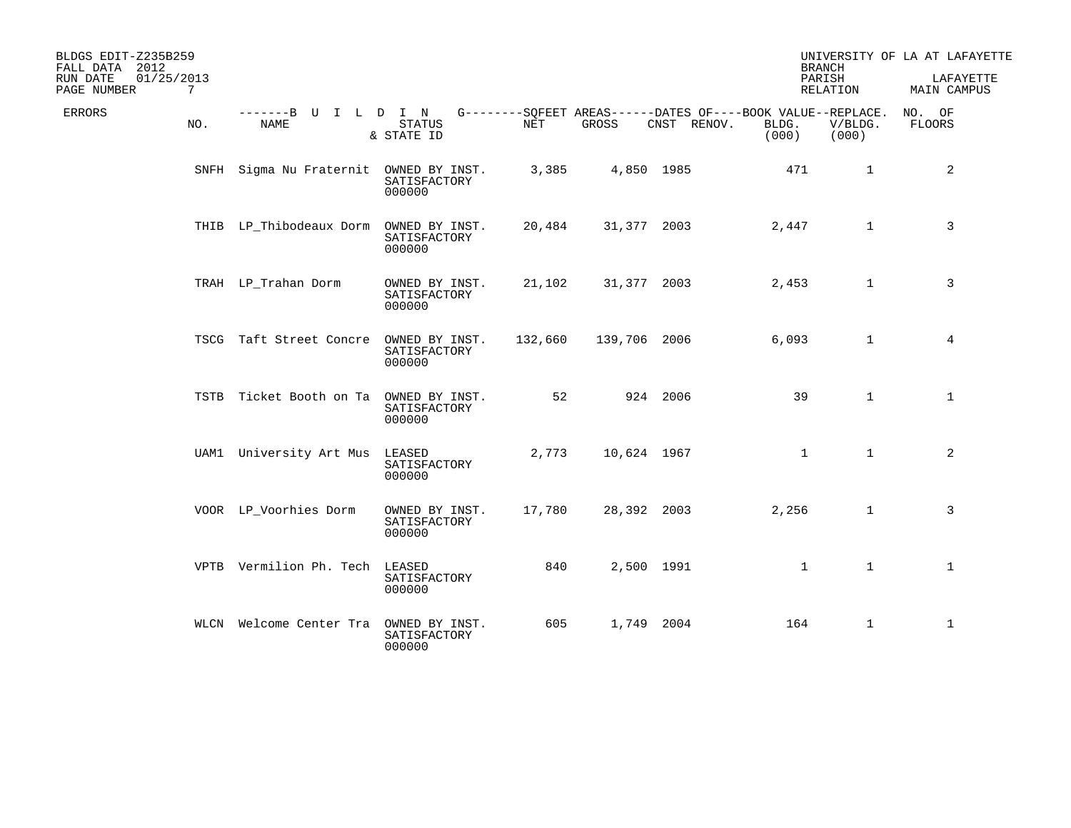BLDGS EDIT-Z235B259
FALL DATA 2012
RUN DATE 01/25/2013

UNIVERSITY OF LA AT LAFAYETTE
BRANCH
PARISH LAFAYETTE
RELATION MAIN CAMPUS

| ERRORS | NO. | NAME | STATUS & STATE ID | NET | GROSS | CNST | RENOV. | BOOK VALUE BLDG. (000) | REPLACE. V/BLDG. (000) | NO. OF FLOORS |
|---|---|---|---|---|---|---|---|---|---|---|
| | SNFH | Sigma Nu Fraternit | OWNED BY INST. SATISFACTORY 000000 | 3,385 | 4,850 | 1985 | | 471 | 1 | 2 |
| | THIB | LP_Thibodeaux Dorm | OWNED BY INST. SATISFACTORY 000000 | 20,484 | 31,377 | 2003 | | 2,447 | 1 | 3 |
| | TRAH | LP_Trahan Dorm | OWNED BY INST. SATISFACTORY 000000 | 21,102 | 31,377 | 2003 | | 2,453 | 1 | 3 |
| | TSCG | Taft Street Concre | OWNED BY INST. SATISFACTORY 000000 | 132,660 | 139,706 | 2006 | | 6,093 | 1 | 4 |
| | TSTB | Ticket Booth on Ta | OWNED BY INST. SATISFACTORY 000000 | 52 | 924 | 2006 | | 39 | 1 | 1 |
| | UAM1 | University Art Mus | LEASED SATISFACTORY 000000 | 2,773 | 10,624 | 1967 | | 1 | 1 | 2 |
| | VOOR | LP_Voorhies Dorm | OWNED BY INST. SATISFACTORY 000000 | 17,780 | 28,392 | 2003 | | 2,256 | 1 | 3 |
| | VPTB | Vermilion Ph. Tech | LEASED SATISFACTORY 000000 | 840 | 2,500 | 1991 | | 1 | 1 | 1 |
| | WLCN | Welcome Center Tra | OWNED BY INST. SATISFACTORY 000000 | 605 | 1,749 | 2004 | | 164 | 1 | 1 |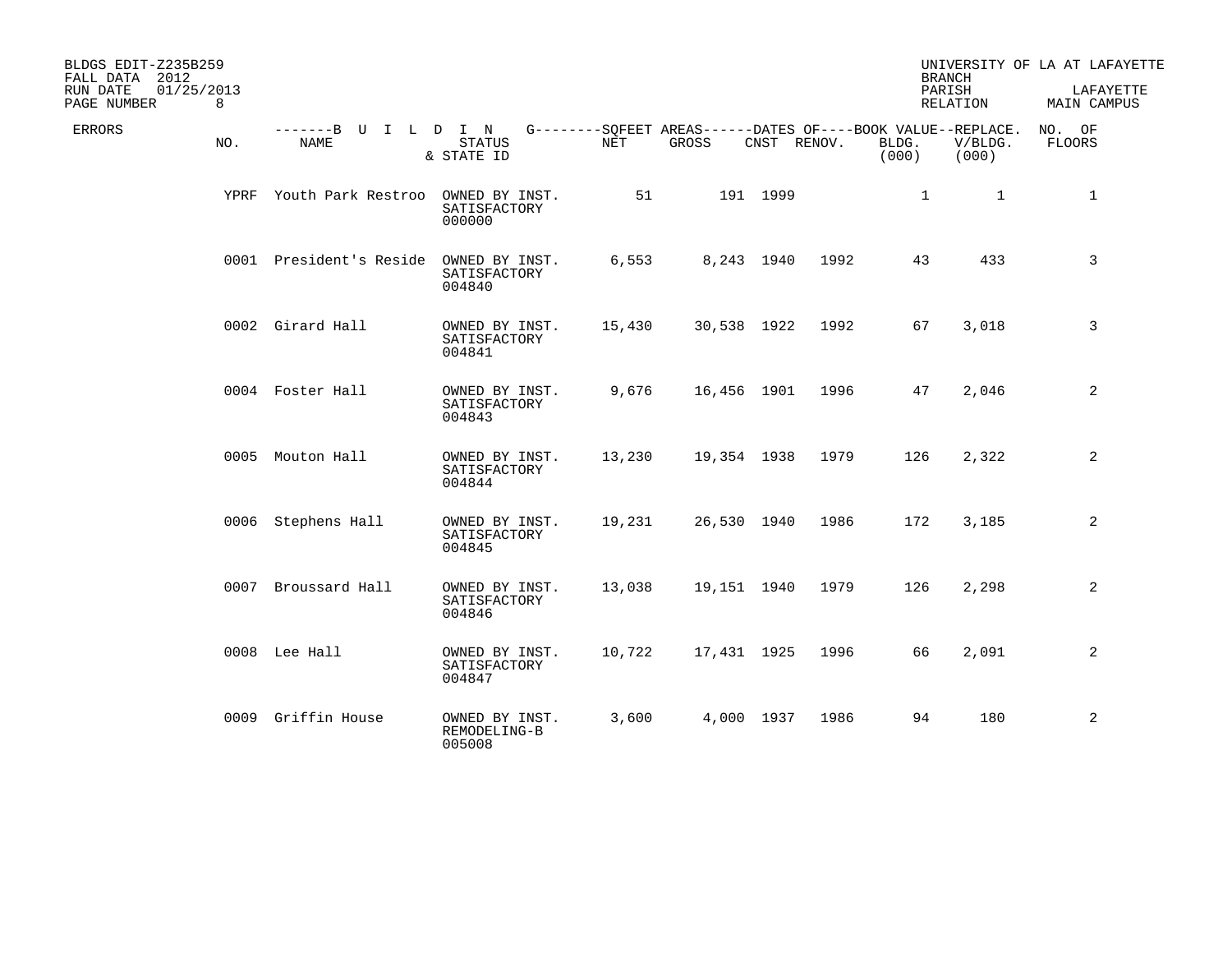BLDGS EDIT-Z235B259
FALL DATA 2012
RUN DATE 01/25/2013

UNIVERSITY OF LA AT LAFAYETTE
BRANCH
PARISH LAFAYETTE
RELATION MAIN CAMPUS

| ERRORS | NO. | BUILDING NAME | STATUS & STATE ID | SQFEET AREAS NET | SQFEET AREAS GROSS | DATES OF CNST | DATES OF RENOV. | BOOK VALUE BLDG. (000) | REPLACE. V/BLDG. (000) | NO. OF FLOORS |
|---|---|---|---|---|---|---|---|---|---|---|
| | YPRF | Youth Park Restroo | OWNED BY INST. SATISFACTORY 000000 | 51 | 191 | 1999 | | 1 | 1 | 1 |
| | 0001 | President's Reside | OWNED BY INST. SATISFACTORY 004840 | 6,553 | 8,243 | 1940 | 1992 | 43 | 433 | 3 |
| | 0002 | Girard Hall | OWNED BY INST. SATISFACTORY 004841 | 15,430 | 30,538 | 1922 | 1992 | 67 | 3,018 | 3 |
| | 0004 | Foster Hall | OWNED BY INST. SATISFACTORY 004843 | 9,676 | 16,456 | 1901 | 1996 | 47 | 2,046 | 2 |
| | 0005 | Mouton Hall | OWNED BY INST. SATISFACTORY 004844 | 13,230 | 19,354 | 1938 | 1979 | 126 | 2,322 | 2 |
| | 0006 | Stephens Hall | OWNED BY INST. SATISFACTORY 004845 | 19,231 | 26,530 | 1940 | 1986 | 172 | 3,185 | 2 |
| | 0007 | Broussard Hall | OWNED BY INST. SATISFACTORY 004846 | 13,038 | 19,151 | 1940 | 1979 | 126 | 2,298 | 2 |
| | 0008 | Lee Hall | OWNED BY INST. SATISFACTORY 004847 | 10,722 | 17,431 | 1925 | 1996 | 66 | 2,091 | 2 |
| | 0009 | Griffin House | OWNED BY INST. REMODELING-B 005008 | 3,600 | 4,000 | 1937 | 1986 | 94 | 180 | 2 |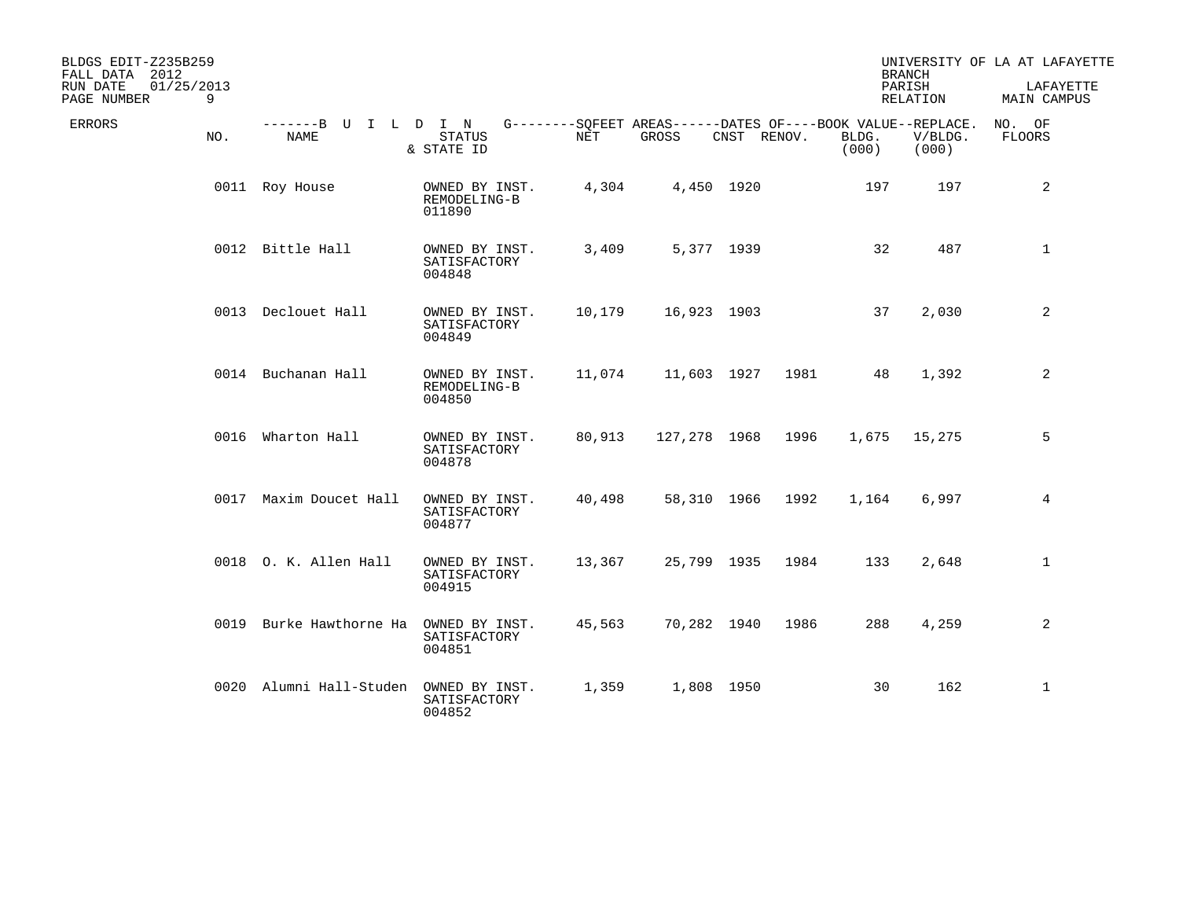BLDGS EDIT-Z235B259 | FALL DATA 2012 | RUN DATE 01/25/2013 | PAGE NUMBER 9

UNIVERSITY OF LA AT LAFAYETTE | BRANCH | PARISH LAFAYETTE | RELATION MAIN CAMPUS

| ERRORS | NO. | NAME | STATUS & STATE ID | NET | GROSS | CNST | RENOV. | BOOK VALUE BLDG. (000) | REPLACE. V/BLDG. (000) | NO. OF FLOORS |
|---|---|---|---|---|---|---|---|---|---|---|
| | 0011 | Roy House | OWNED BY INST. REMODELING-B 011890 | 4,304 | 4,450 | 1920 | | 197 | 197 | 2 |
| | 0012 | Bittle Hall | OWNED BY INST. SATISFACTORY 004848 | 3,409 | 5,377 | 1939 | | 32 | 487 | 1 |
| | 0013 | Declouet Hall | OWNED BY INST. SATISFACTORY 004849 | 10,179 | 16,923 | 1903 | | 37 | 2,030 | 2 |
| | 0014 | Buchanan Hall | OWNED BY INST. REMODELING-B 004850 | 11,074 | 11,603 | 1927 | 1981 | 48 | 1,392 | 2 |
| | 0016 | Wharton Hall | OWNED BY INST. SATISFACTORY 004878 | 80,913 | 127,278 | 1968 | 1996 | 1,675 | 15,275 | 5 |
| | 0017 | Maxim Doucet Hall | OWNED BY INST. SATISFACTORY 004877 | 40,498 | 58,310 | 1966 | 1992 | 1,164 | 6,997 | 4 |
| | 0018 | O. K. Allen Hall | OWNED BY INST. SATISFACTORY 004915 | 13,367 | 25,799 | 1935 | 1984 | 133 | 2,648 | 1 |
| | 0019 | Burke Hawthorne Ha | OWNED BY INST. SATISFACTORY 004851 | 45,563 | 70,282 | 1940 | 1986 | 288 | 4,259 | 2 |
| | 0020 | Alumni Hall-Studen | OWNED BY INST. SATISFACTORY 004852 | 1,359 | 1,808 | 1950 | | 30 | 162 | 1 |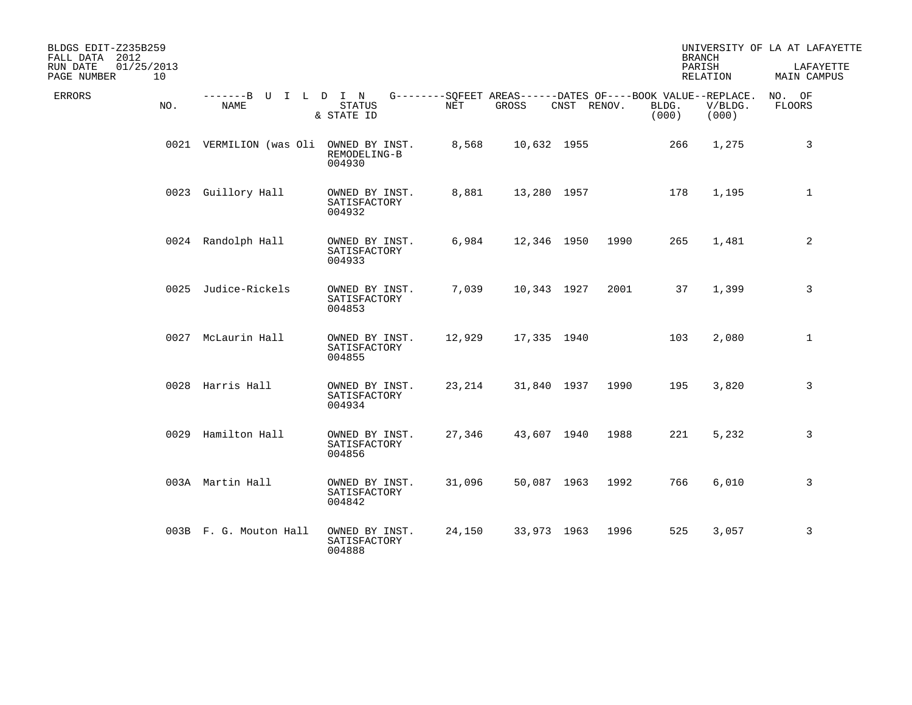BLDGS EDIT-Z235B259
FALL DATA 2012
RUN DATE 01/25/2013

UNIVERSITY OF LA AT LAFAYETTE
BRANCH
PARISH LAFAYETTE
RELATION MAIN CAMPUS

| ERRORS | NO. | NAME | STATUS & STATE ID | NET | GROSS | CNST | RENOV. | BLDG. (000) | V/BLDG. (000) | NO. OF FLOORS |
|---|---|---|---|---|---|---|---|---|---|---|
| | 0021 | VERMILION (was Oli | OWNED BY INST. REMODELING-B 004930 | 8,568 | 10,632 | 1955 | | 266 | 1,275 | 3 |
| | 0023 | Guillory Hall | OWNED BY INST. SATISFACTORY 004932 | 8,881 | 13,280 | 1957 | | 178 | 1,195 | 1 |
| | 0024 | Randolph Hall | OWNED BY INST. SATISFACTORY 004933 | 6,984 | 12,346 | 1950 | 1990 | 265 | 1,481 | 2 |
| | 0025 | Judice-Rickels | OWNED BY INST. SATISFACTORY 004853 | 7,039 | 10,343 | 1927 | 2001 | 37 | 1,399 | 3 |
| | 0027 | McLaurin Hall | OWNED BY INST. SATISFACTORY 004855 | 12,929 | 17,335 | 1940 | | 103 | 2,080 | 1 |
| | 0028 | Harris Hall | OWNED BY INST. SATISFACTORY 004934 | 23,214 | 31,840 | 1937 | 1990 | 195 | 3,820 | 3 |
| | 0029 | Hamilton Hall | OWNED BY INST. SATISFACTORY 004856 | 27,346 | 43,607 | 1940 | 1988 | 221 | 5,232 | 3 |
| | 003A | Martin Hall | OWNED BY INST. SATISFACTORY 004842 | 31,096 | 50,087 | 1963 | 1992 | 766 | 6,010 | 3 |
| | 003B | F. G. Mouton Hall | OWNED BY INST. SATISFACTORY 004888 | 24,150 | 33,973 | 1963 | 1996 | 525 | 3,057 | 3 |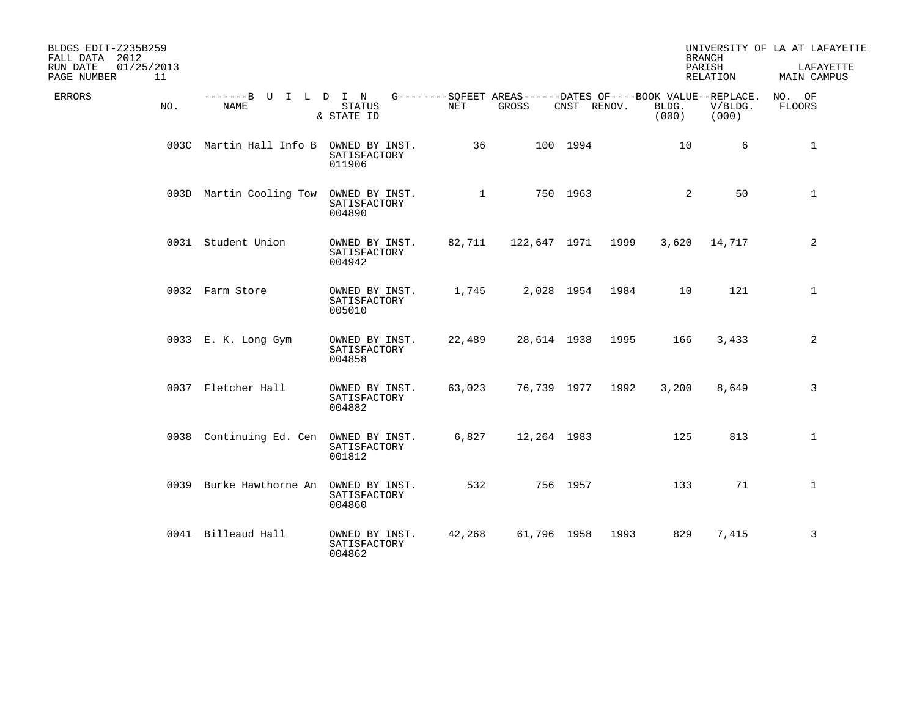BLDGS EDIT-Z235B259
FALL DATA 2012
RUN DATE 01/25/2013

UNIVERSITY OF LA AT LAFAYETTE
BRANCH
PARISH LAFAYETTE
RELATION MAIN CAMPUS

| ERRORS | NO. | NAME | STATUS & STATE ID | NET | GROSS | CNST | RENOV. | BOOK VALUE BLDG. (000) | REPLACE. V/BLDG. (000) | NO. OF FLOORS |
|---|---|---|---|---|---|---|---|---|---|---|
| | 003C | Martin Hall Info B | OWNED BY INST. SATISFACTORY 011906 | 36 | 100 | 1994 | | 10 | 6 | 1 |
| | 003D | Martin Cooling Tow | OWNED BY INST. SATISFACTORY 004890 | 1 | 750 | 1963 | | 2 | 50 | 1 |
| | 0031 | Student Union | OWNED BY INST. SATISFACTORY 004942 | 82,711 | 122,647 | 1971 | 1999 | 3,620 | 14,717 | 2 |
| | 0032 | Farm Store | OWNED BY INST. SATISFACTORY 005010 | 1,745 | 2,028 | 1954 | 1984 | 10 | 121 | 1 |
| | 0033 | E. K. Long Gym | OWNED BY INST. SATISFACTORY 004858 | 22,489 | 28,614 | 1938 | 1995 | 166 | 3,433 | 2 |
| | 0037 | Fletcher Hall | OWNED BY INST. SATISFACTORY 004882 | 63,023 | 76,739 | 1977 | 1992 | 3,200 | 8,649 | 3 |
| | 0038 | Continuing Ed. Cen | OWNED BY INST. SATISFACTORY 001812 | 6,827 | 12,264 | 1983 | | 125 | 813 | 1 |
| | 0039 | Burke Hawthorne An | OWNED BY INST. SATISFACTORY 004860 | 532 | 756 | 1957 | | 133 | 71 | 1 |
| | 0041 | Billeaud Hall | OWNED BY INST. SATISFACTORY 004862 | 42,268 | 61,796 | 1958 | 1993 | 829 | 7,415 | 3 |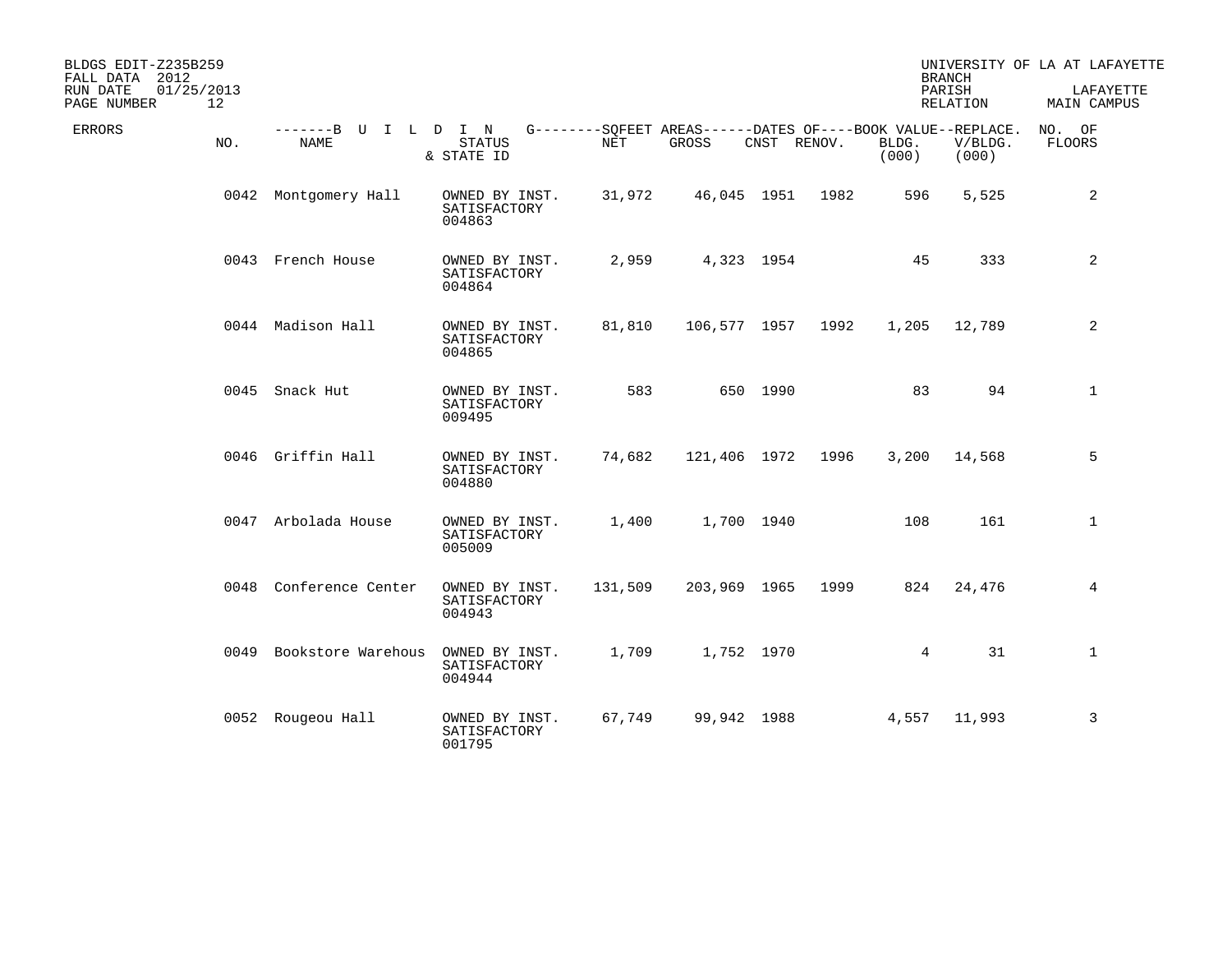BLDGS EDIT-Z235B259
FALL DATA 2012
RUN DATE 01/25/2013

UNIVERSITY OF LA AT LAFAYETTE
BRANCH
PARISH LAFAYETTE
RELATION MAIN CAMPUS

| ERRORS | NO. | BUILDING NAME | STATUS & STATE ID | SQFEET AREAS NET | SQFEET AREAS GROSS | DATES OF CNST | DATES OF RENOV. | BOOK VALUE BLDG. (000) | REPLACE. V/BLDG. (000) | NO. OF FLOORS |
|---|---|---|---|---|---|---|---|---|---|---|
| | 0042 | Montgomery Hall | OWNED BY INST. SATISFACTORY 004863 | 31,972 | 46,045 | 1951 | 1982 | 596 | 5,525 | 2 |
| | 0043 | French House | OWNED BY INST. SATISFACTORY 004864 | 2,959 | 4,323 | 1954 | | 45 | 333 | 2 |
| | 0044 | Madison Hall | OWNED BY INST. SATISFACTORY 004865 | 81,810 | 106,577 | 1957 | 1992 | 1,205 | 12,789 | 2 |
| | 0045 | Snack Hut | OWNED BY INST. SATISFACTORY 009495 | 583 | 650 | 1990 | | 83 | 94 | 1 |
| | 0046 | Griffin Hall | OWNED BY INST. SATISFACTORY 004880 | 74,682 | 121,406 | 1972 | 1996 | 3,200 | 14,568 | 5 |
| | 0047 | Arbolada House | OWNED BY INST. SATISFACTORY 005009 | 1,400 | 1,700 | 1940 | | 108 | 161 | 1 |
| | 0048 | Conference Center | OWNED BY INST. SATISFACTORY 004943 | 131,509 | 203,969 | 1965 | 1999 | 824 | 24,476 | 4 |
| | 0049 | Bookstore Warehous | OWNED BY INST. SATISFACTORY 004944 | 1,709 | 1,752 | 1970 | | 4 | 31 | 1 |
| | 0052 | Rougeou Hall | OWNED BY INST. SATISFACTORY 001795 | 67,749 | 99,942 | 1988 | | 4,557 | 11,993 | 3 |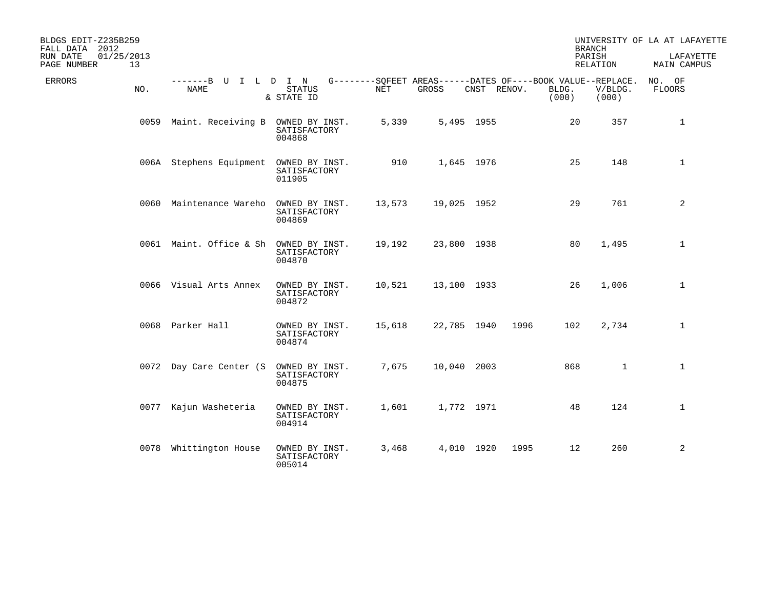BLDGS EDIT-Z235B259
FALL DATA 2012
RUN DATE 01/25/2013

UNIVERSITY OF LA AT LAFAYETTE
BRANCH
PARISH LAFAYETTE
RELATION MAIN CAMPUS

| ERRORS | NO. | NAME | STATUS & STATE ID | NET | GROSS | CNST | RENOV. | BLDG. (000) | V/BLDG. (000) | NO. OF FLOORS |
|---|---|---|---|---|---|---|---|---|---|---|
| | 0059 | Maint. Receiving B | OWNED BY INST. SATISFACTORY 004868 | 5,339 | 5,495 | 1955 | | 20 | 357 | 1 |
| | 006A | Stephens Equipment | OWNED BY INST. SATISFACTORY 011905 | 910 | 1,645 | 1976 | | 25 | 148 | 1 |
| | 0060 | Maintenance Wareho | OWNED BY INST. SATISFACTORY 004869 | 13,573 | 19,025 | 1952 | | 29 | 761 | 2 |
| | 0061 | Maint. Office & Sh | OWNED BY INST. SATISFACTORY 004870 | 19,192 | 23,800 | 1938 | | 80 | 1,495 | 1 |
| | 0066 | Visual Arts Annex | OWNED BY INST. SATISFACTORY 004872 | 10,521 | 13,100 | 1933 | | 26 | 1,006 | 1 |
| | 0068 | Parker Hall | OWNED BY INST. SATISFACTORY 004874 | 15,618 | 22,785 | 1940 | 1996 | 102 | 2,734 | 1 |
| | 0072 | Day Care Center (S | OWNED BY INST. SATISFACTORY 004875 | 7,675 | 10,040 | 2003 | | 868 | 1 | 1 |
| | 0077 | Kajun Washeteria | OWNED BY INST. SATISFACTORY 004914 | 1,601 | 1,772 | 1971 | | 48 | 124 | 1 |
| | 0078 | Whittington House | OWNED BY INST. SATISFACTORY 005014 | 3,468 | 4,010 | 1920 | 1995 | 12 | 260 | 2 |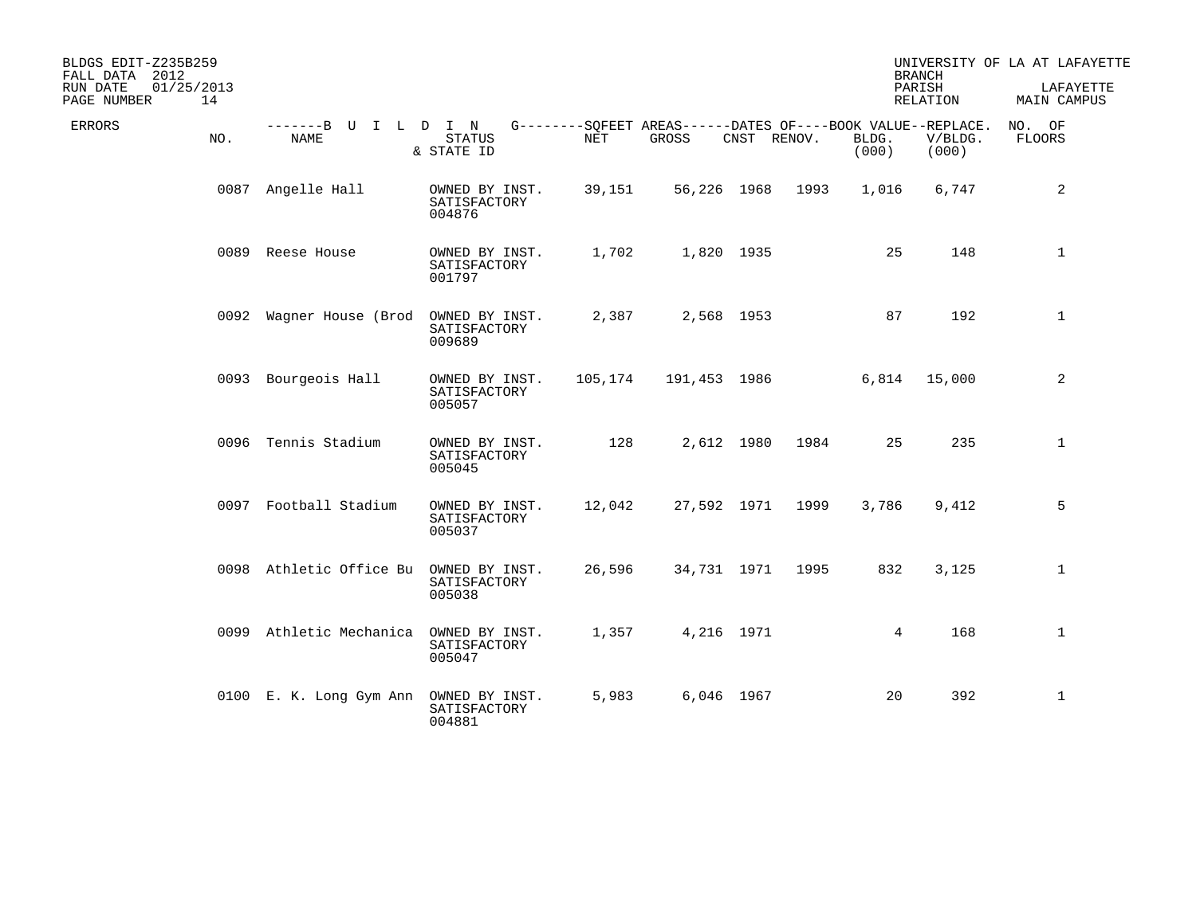BLDGS EDIT-Z235B259
FALL DATA 2012
RUN DATE 01/25/2013

UNIVERSITY OF LA AT LAFAYETTE
BRANCH
PARISH LAFAYETTE
RELATION MAIN CAMPUS

| ERRORS | NO. | NAME | STATUS & STATE ID | NET | GROSS | CNST | RENOV. | BLDG. (000) | V/BLDG. (000) | NO. OF FLOORS |
|---|---|---|---|---|---|---|---|---|---|---|
| | 0087 | Angelle Hall | OWNED BY INST. SATISFACTORY 004876 | 39,151 | 56,226 | 1968 | 1993 | 1,016 | 6,747 | 2 |
| | 0089 | Reese House | OWNED BY INST. SATISFACTORY 001797 | 1,702 | 1,820 | 1935 | | 25 | 148 | 1 |
| | 0092 | Wagner House (Brod | OWNED BY INST. SATISFACTORY 009689 | 2,387 | 2,568 | 1953 | | 87 | 192 | 1 |
| | 0093 | Bourgeois Hall | OWNED BY INST. SATISFACTORY 005057 | 105,174 | 191,453 | 1986 | | 6,814 | 15,000 | 2 |
| | 0096 | Tennis Stadium | OWNED BY INST. SATISFACTORY 005045 | 128 | 2,612 | 1980 | 1984 | 25 | 235 | 1 |
| | 0097 | Football Stadium | OWNED BY INST. SATISFACTORY 005037 | 12,042 | 27,592 | 1971 | 1999 | 3,786 | 9,412 | 5 |
| | 0098 | Athletic Office Bu | OWNED BY INST. SATISFACTORY 005038 | 26,596 | 34,731 | 1971 | 1995 | 832 | 3,125 | 1 |
| | 0099 | Athletic Mechanica | OWNED BY INST. SATISFACTORY 005047 | 1,357 | 4,216 | 1971 | | 4 | 168 | 1 |
| | 0100 | E. K. Long Gym Ann | OWNED BY INST. SATISFACTORY 004881 | 5,983 | 6,046 | 1967 | | 20 | 392 | 1 |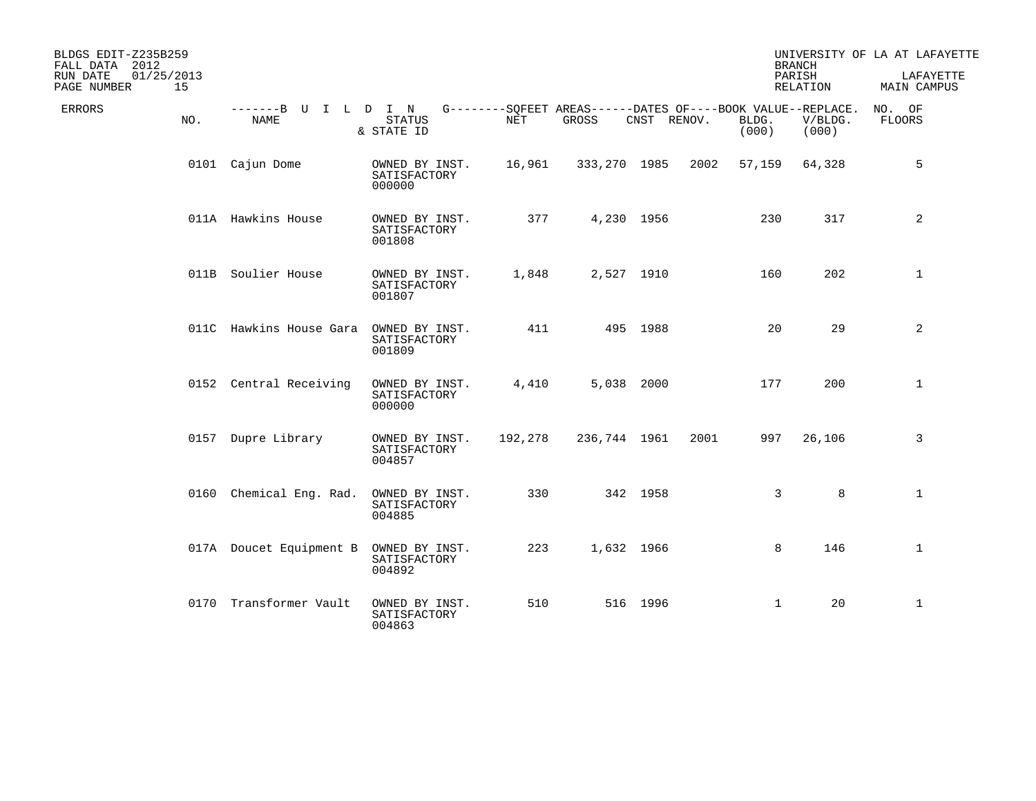BLDGS EDIT-Z235B259
FALL DATA 2012
RUN DATE 01/25/2013

UNIVERSITY OF LA AT LAFAYETTE
BRANCH
PARISH LAFAYETTE
RELATION MAIN CAMPUS

| ERRORS | NO. | NAME | STATUS & STATE ID | NET | GROSS | CNST | RENOV. | BLDG. (000) | V/BLDG. (000) | NO. OF FLOORS |
|---|---|---|---|---|---|---|---|---|---|---|
| | 0101 | Cajun Dome | OWNED BY INST. SATISFACTORY 000000 | 16,961 | 333,270 | 1985 | 2002 | 57,159 | 64,328 | 5 |
| | 011A | Hawkins House | OWNED BY INST. SATISFACTORY 001808 | 377 | 4,230 | 1956 | | 230 | 317 | 2 |
| | 011B | Soulier House | OWNED BY INST. SATISFACTORY 001807 | 1,848 | 2,527 | 1910 | | 160 | 202 | 1 |
| | 011C | Hawkins House Gara | OWNED BY INST. SATISFACTORY 001809 | 411 | 495 | 1988 | | 20 | 29 | 2 |
| | 0152 | Central Receiving | OWNED BY INST. SATISFACTORY 000000 | 4,410 | 5,038 | 2000 | | 177 | 200 | 1 |
| | 0157 | Dupre Library | OWNED BY INST. SATISFACTORY 004857 | 192,278 | 236,744 | 1961 | 2001 | 997 | 26,106 | 3 |
| | 0160 | Chemical Eng. Rad. | OWNED BY INST. SATISFACTORY 004885 | 330 | 342 | 1958 | | 3 | 8 | 1 |
| | 017A | Doucet Equipment B | OWNED BY INST. SATISFACTORY 004892 | 223 | 1,632 | 1966 | | 8 | 146 | 1 |
| | 0170 | Transformer Vault | OWNED BY INST. SATISFACTORY 004863 | 510 | 516 | 1996 | | 1 | 20 | 1 |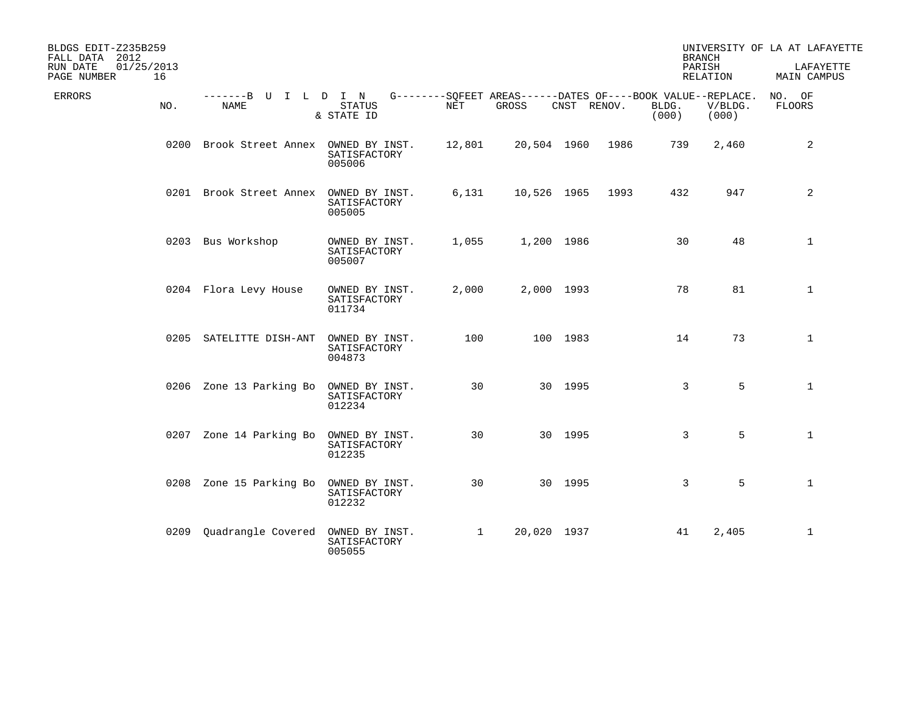BLDGS EDIT-Z235B259
FALL DATA 2012
RUN DATE 01/25/2013

UNIVERSITY OF LA AT LAFAYETTE
BRANCH
PARISH LAFAYETTE
RELATION MAIN CAMPUS

| ERRORS | NO. | NAME | STATUS & STATE ID | NET | GROSS | CNST | RENOV. | BOOK VALUE BLDG. (000) | REPLACE. V/BLDG. (000) | NO. OF FLOORS |
|---|---|---|---|---|---|---|---|---|---|---|
| | 0200 | Brook Street Annex | OWNED BY INST. SATISFACTORY 005006 | 12,801 | 20,504 | 1960 | 1986 | 739 | 2,460 | 2 |
| | 0201 | Brook Street Annex | OWNED BY INST. SATISFACTORY 005005 | 6,131 | 10,526 | 1965 | 1993 | 432 | 947 | 2 |
| | 0203 | Bus Workshop | OWNED BY INST. SATISFACTORY 005007 | 1,055 | 1,200 | 1986 | | 30 | 48 | 1 |
| | 0204 | Flora Levy House | OWNED BY INST. SATISFACTORY 011734 | 2,000 | 2,000 | 1993 | | 78 | 81 | 1 |
| | 0205 | SATELITTE DISH-ANT | OWNED BY INST. SATISFACTORY 004873 | 100 | 100 | 1983 | | 14 | 73 | 1 |
| | 0206 | Zone 13 Parking Bo | OWNED BY INST. SATISFACTORY 012234 | 30 | 30 | 1995 | | 3 | 5 | 1 |
| | 0207 | Zone 14 Parking Bo | OWNED BY INST. SATISFACTORY 012235 | 30 | 30 | 1995 | | 3 | 5 | 1 |
| | 0208 | Zone 15 Parking Bo | OWNED BY INST. SATISFACTORY 012232 | 30 | 30 | 1995 | | 3 | 5 | 1 |
| | 0209 | Quadrangle Covered | OWNED BY INST. SATISFACTORY 005055 | 1 | 20,020 | 1937 | | 41 | 2,405 | 1 |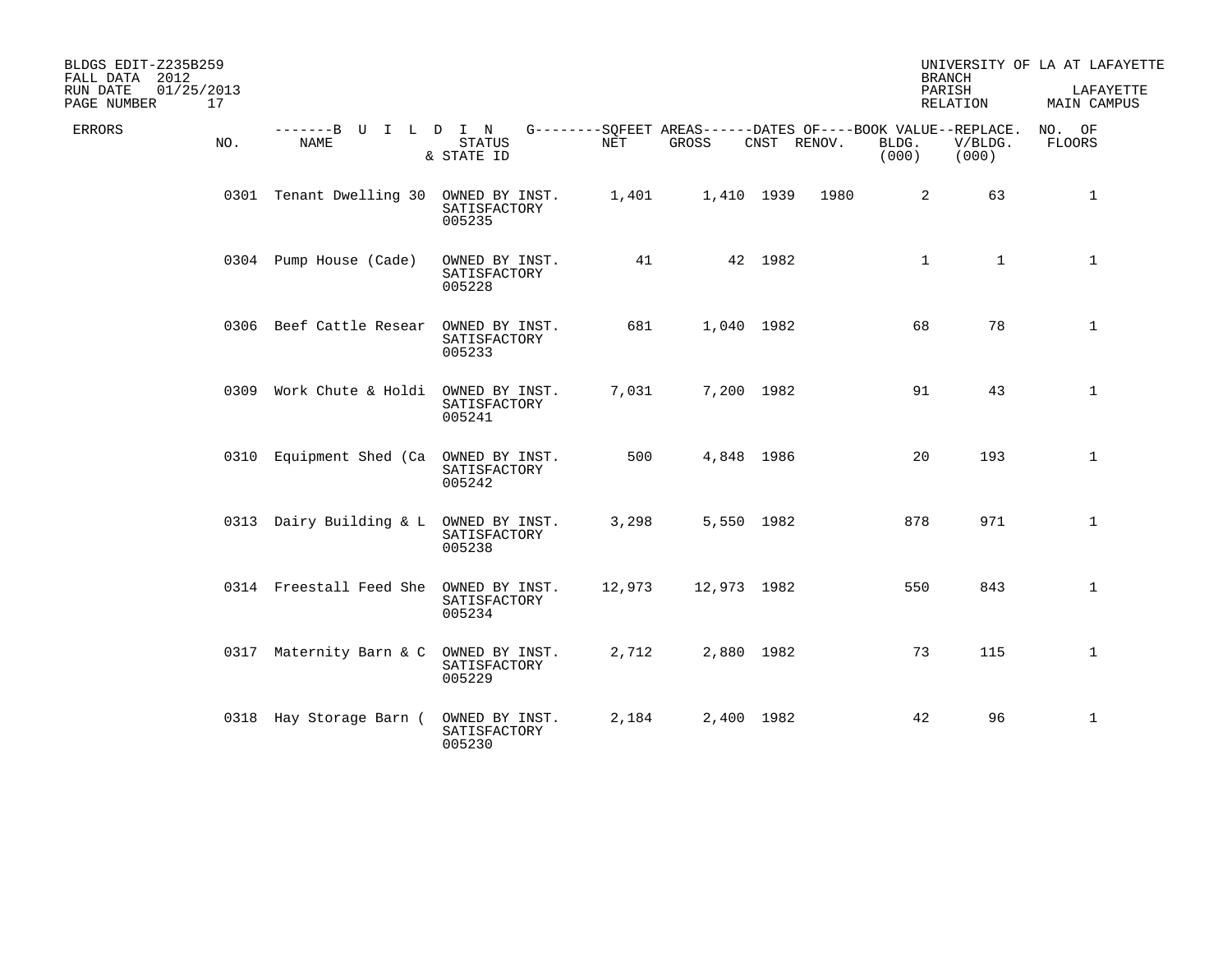BLDGS EDIT-Z235B259
FALL DATA 2012
RUN DATE 01/25/2013

UNIVERSITY OF LA AT LAFAYETTE
BRANCH
PARISH LAFAYETTE
RELATION MAIN CAMPUS

| ERRORS | NO. | BUILDING NAME | STATUS & STATE ID | SQFEET AREAS NET | SQFEET AREAS GROSS | DATES OF CNST | DATES OF RENOV. | BOOK VALUE BLDG. (000) | REPLACE. V/BLDG. (000) | NO. OF FLOORS |
|---|---|---|---|---|---|---|---|---|---|---|
| | 0301 | Tenant Dwelling 30 | OWNED BY INST. SATISFACTORY 005235 | 1,401 | 1,410 | 1939 | 1980 | 2 | 63 | 1 |
| | 0304 | Pump House (Cade) | OWNED BY INST. SATISFACTORY 005228 | 41 | 42 | 1982 | | 1 | 1 | 1 |
| | 0306 | Beef Cattle Resear | OWNED BY INST. SATISFACTORY 005233 | 681 | 1,040 | 1982 | | 68 | 78 | 1 |
| | 0309 | Work Chute & Holdi | OWNED BY INST. SATISFACTORY 005241 | 7,031 | 7,200 | 1982 | | 91 | 43 | 1 |
| | 0310 | Equipment Shed (Ca | OWNED BY INST. SATISFACTORY 005242 | 500 | 4,848 | 1986 | | 20 | 193 | 1 |
| | 0313 | Dairy Building & L | OWNED BY INST. SATISFACTORY 005238 | 3,298 | 5,550 | 1982 | | 878 | 971 | 1 |
| | 0314 | Freestall Feed She | OWNED BY INST. SATISFACTORY 005234 | 12,973 | 12,973 | 1982 | | 550 | 843 | 1 |
| | 0317 | Maternity Barn & C | OWNED BY INST. SATISFACTORY 005229 | 2,712 | 2,880 | 1982 | | 73 | 115 | 1 |
| | 0318 | Hay Storage Barn ( | OWNED BY INST. SATISFACTORY 005230 | 2,184 | 2,400 | 1982 | | 42 | 96 | 1 |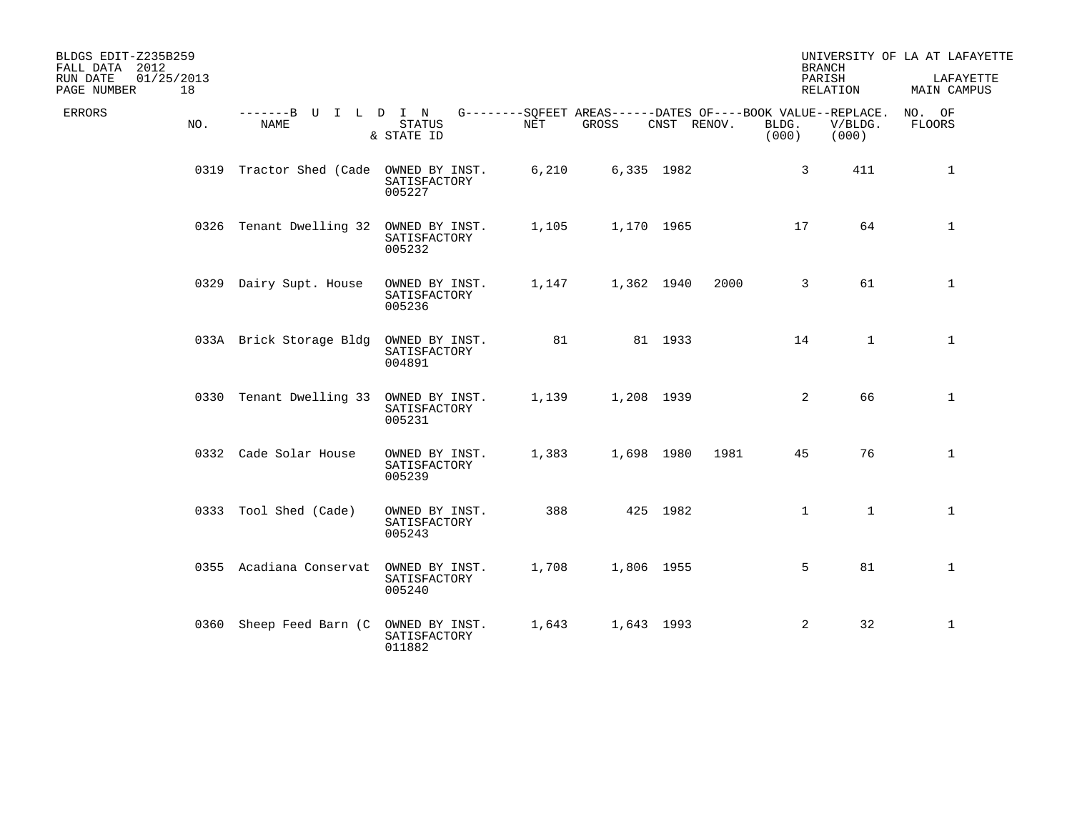BLDGS EDIT-Z235B259
FALL DATA 2012
RUN DATE 01/25/2013
PAGE NUMBER 18

UNIVERSITY OF LA AT LAFAYETTE
BRANCH
PARISH LAFAYETTE
RELATION MAIN CAMPUS

| ERRORS | NO. | NAME | STATUS & STATE ID | NET | GROSS | CNST | RENOV. | BOOK VALUE BLDG. (000) | REPLACE. V/BLDG. (000) | NO. OF FLOORS |
|---|---|---|---|---|---|---|---|---|---|---|
| | 0319 | Tractor Shed (Cade | OWNED BY INST. SATISFACTORY 005227 | 6,210 | 6,335 | 1982 | | 3 | 411 | 1 |
| | 0326 | Tenant Dwelling 32 | OWNED BY INST. SATISFACTORY 005232 | 1,105 | 1,170 | 1965 | | 17 | 64 | 1 |
| | 0329 | Dairy Supt. House | OWNED BY INST. SATISFACTORY 005236 | 1,147 | 1,362 | 1940 | 2000 | 3 | 61 | 1 |
| | 033A | Brick Storage Bldg | OWNED BY INST. SATISFACTORY 004891 | 81 | 81 | 1933 | | 14 | 1 | 1 |
| | 0330 | Tenant Dwelling 33 | OWNED BY INST. SATISFACTORY 005231 | 1,139 | 1,208 | 1939 | | 2 | 66 | 1 |
| | 0332 | Cade Solar House | OWNED BY INST. SATISFACTORY 005239 | 1,383 | 1,698 | 1980 | 1981 | 45 | 76 | 1 |
| | 0333 | Tool Shed (Cade) | OWNED BY INST. SATISFACTORY 005243 | 388 | 425 | 1982 | | 1 | 1 | 1 |
| | 0355 | Acadiana Conservat | OWNED BY INST. SATISFACTORY 005240 | 1,708 | 1,806 | 1955 | | 5 | 81 | 1 |
| | 0360 | Sheep Feed Barn (C | OWNED BY INST. SATISFACTORY 011882 | 1,643 | 1,643 | 1993 | | 2 | 32 | 1 |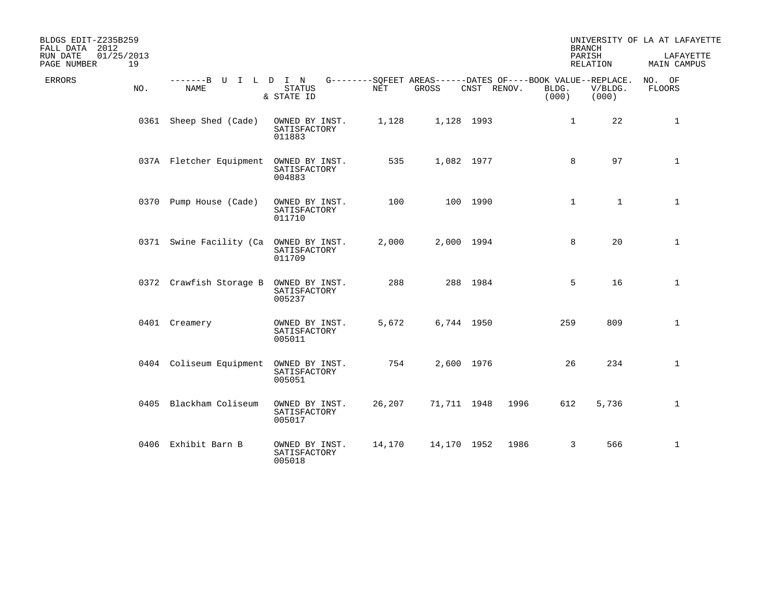BLDGS EDIT-Z235B259
FALL DATA 2012
RUN DATE 01/25/2013

UNIVERSITY OF LA AT LAFAYETTE
BRANCH
PARISH LAFAYETTE
RELATION MAIN CAMPUS

| ERRORS | NO. | NAME | STATUS & STATE ID | NET | GROSS | CNST | RENOV. | BOOK VALUE BLDG. (000) | REPLACE. V/BLDG. (000) | NO. OF FLOORS |
|---|---|---|---|---|---|---|---|---|---|---|
| | 0361 | Sheep Shed (Cade) | OWNED BY INST. SATISFACTORY 011883 | 1,128 | 1,128 | 1993 | | 1 | 22 | 1 |
| | 037A | Fletcher Equipment | OWNED BY INST. SATISFACTORY 004883 | 535 | 1,082 | 1977 | | 8 | 97 | 1 |
| | 0370 | Pump House (Cade) | OWNED BY INST. SATISFACTORY 011710 | 100 | 100 | 1990 | | 1 | 1 | 1 |
| | 0371 | Swine Facility (Ca | OWNED BY INST. SATISFACTORY 011709 | 2,000 | 2,000 | 1994 | | 8 | 20 | 1 |
| | 0372 | Crawfish Storage B | OWNED BY INST. SATISFACTORY 005237 | 288 | 288 | 1984 | | 5 | 16 | 1 |
| | 0401 | Creamery | OWNED BY INST. SATISFACTORY 005011 | 5,672 | 6,744 | 1950 | | 259 | 809 | 1 |
| | 0404 | Coliseum Equipment | OWNED BY INST. SATISFACTORY 005051 | 754 | 2,600 | 1976 | | 26 | 234 | 1 |
| | 0405 | Blackham Coliseum | OWNED BY INST. SATISFACTORY 005017 | 26,207 | 71,711 | 1948 | 1996 | 612 | 5,736 | 1 |
| | 0406 | Exhibit Barn B | OWNED BY INST. SATISFACTORY 005018 | 14,170 | 14,170 | 1952 | 1986 | 3 | 566 | 1 |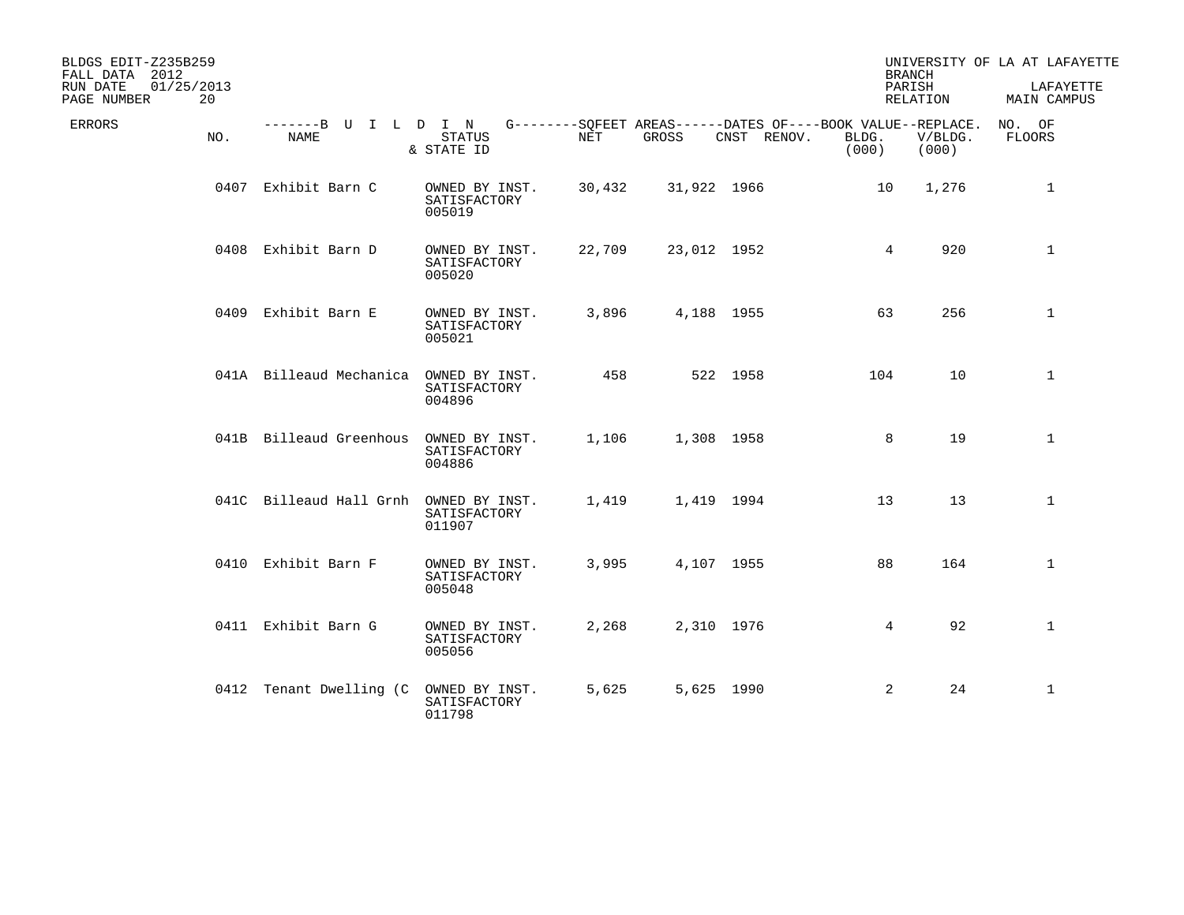BLDGS EDIT-Z235B259
FALL DATA 2012
RUN DATE 01/25/2013

UNIVERSITY OF LA AT LAFAYETTE
BRANCH
PARISH LAFAYETTE
RELATION MAIN CAMPUS

| ERRORS | NO. | BUILDING NAME | STATUS & STATE ID | SQFEET AREAS NET | GROSS | DATES OF CNST | RENOV. | BOOK VALUE BLDG. (000) | REPLACE. V/BLDG. (000) | NO. OF FLOORS |
|---|---|---|---|---|---|---|---|---|---|---|
| | 0407 | Exhibit Barn C | OWNED BY INST. SATISFACTORY 005019 | 30,432 | 31,922 | 1966 | | 10 | 1,276 | 1 |
| | 0408 | Exhibit Barn D | OWNED BY INST. SATISFACTORY 005020 | 22,709 | 23,012 | 1952 | | 4 | 920 | 1 |
| | 0409 | Exhibit Barn E | OWNED BY INST. SATISFACTORY 005021 | 3,896 | 4,188 | 1955 | | 63 | 256 | 1 |
| | 041A | Billeaud Mechanica | OWNED BY INST. SATISFACTORY 004896 | 458 | 522 | 1958 | | 104 | 10 | 1 |
| | 041B | Billeaud Greenhous | OWNED BY INST. SATISFACTORY 004886 | 1,106 | 1,308 | 1958 | | 8 | 19 | 1 |
| | 041C | Billeaud Hall Grnh | OWNED BY INST. SATISFACTORY 011907 | 1,419 | 1,419 | 1994 | | 13 | 13 | 1 |
| | 0410 | Exhibit Barn F | OWNED BY INST. SATISFACTORY 005048 | 3,995 | 4,107 | 1955 | | 88 | 164 | 1 |
| | 0411 | Exhibit Barn G | OWNED BY INST. SATISFACTORY 005056 | 2,268 | 2,310 | 1976 | | 4 | 92 | 1 |
| | 0412 | Tenant Dwelling (C | OWNED BY INST. SATISFACTORY 011798 | 5,625 | 5,625 | 1990 | | 2 | 24 | 1 |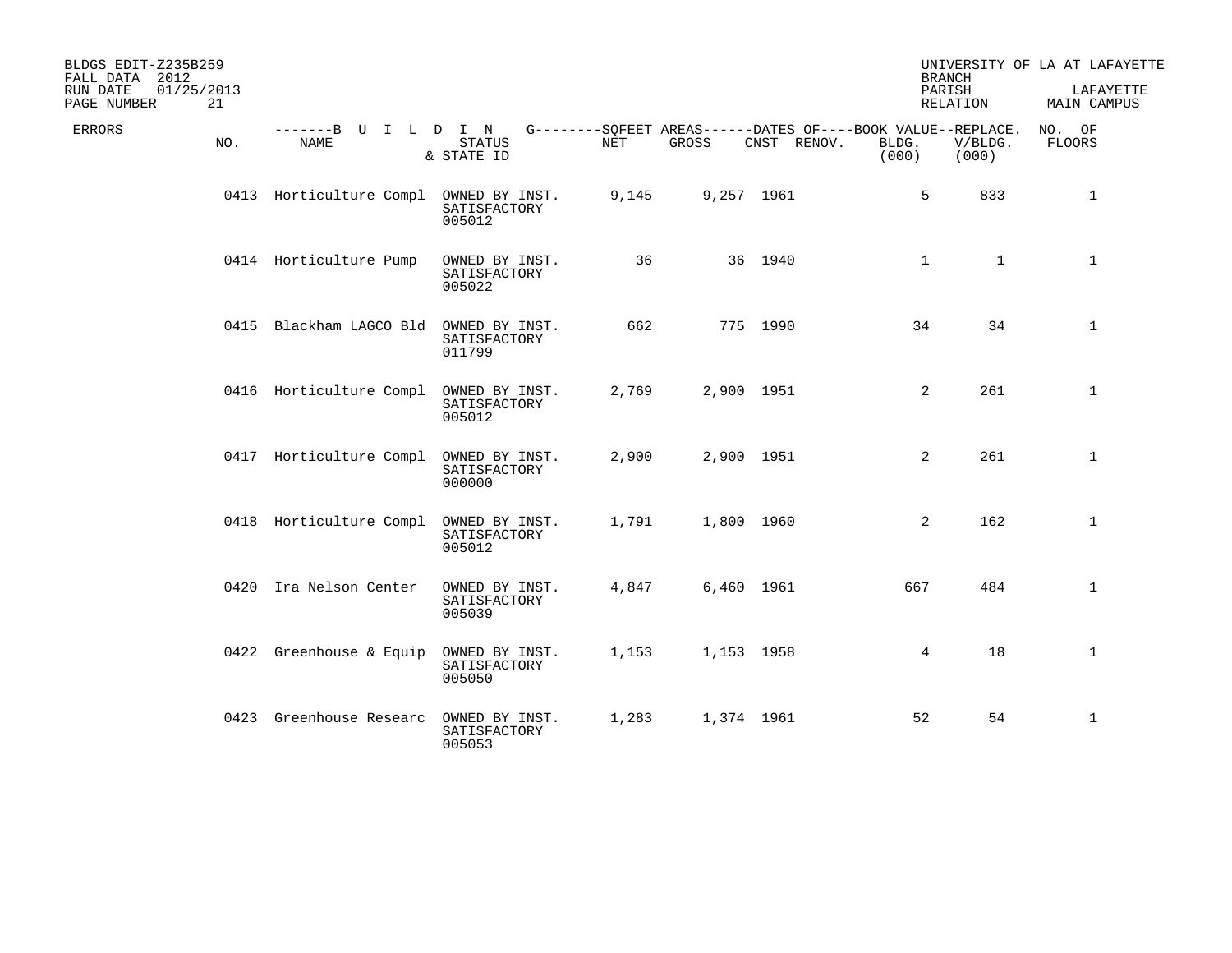BLDGS EDIT-Z235B259
FALL DATA 2012
RUN DATE 01/25/2013

UNIVERSITY OF LA AT LAFAYETTE
BRANCH
PARISH LAFAYETTE
RELATION MAIN CAMPUS

| ERRORS | NO. | NAME | STATUS & STATE ID | NET | GROSS | CNST | RENOV. | BOOK VALUE BLDG. (000) | REPLACE. V/BLDG. (000) | NO. OF FLOORS |
|---|---|---|---|---|---|---|---|---|---|---|
| | 0413 | Horticulture Compl | OWNED BY INST. SATISFACTORY 005012 | 9,145 | 9,257 | 1961 | | 5 | 833 | 1 |
| | 0414 | Horticulture Pump | OWNED BY INST. SATISFACTORY 005022 | 36 | 36 | 1940 | | 1 | 1 | 1 |
| | 0415 | Blackham LAGCO Bld | OWNED BY INST. SATISFACTORY 011799 | 662 | 775 | 1990 | | 34 | 34 | 1 |
| | 0416 | Horticulture Compl | OWNED BY INST. SATISFACTORY 005012 | 2,769 | 2,900 | 1951 | | 2 | 261 | 1 |
| | 0417 | Horticulture Compl | OWNED BY INST. SATISFACTORY 000000 | 2,900 | 2,900 | 1951 | | 2 | 261 | 1 |
| | 0418 | Horticulture Compl | OWNED BY INST. SATISFACTORY 005012 | 1,791 | 1,800 | 1960 | | 2 | 162 | 1 |
| | 0420 | Ira Nelson Center | OWNED BY INST. SATISFACTORY 005039 | 4,847 | 6,460 | 1961 | | 667 | 484 | 1 |
| | 0422 | Greenhouse & Equip | OWNED BY INST. SATISFACTORY 005050 | 1,153 | 1,153 | 1958 | | 4 | 18 | 1 |
| | 0423 | Greenhouse Researc | OWNED BY INST. SATISFACTORY 005053 | 1,283 | 1,374 | 1961 | | 52 | 54 | 1 |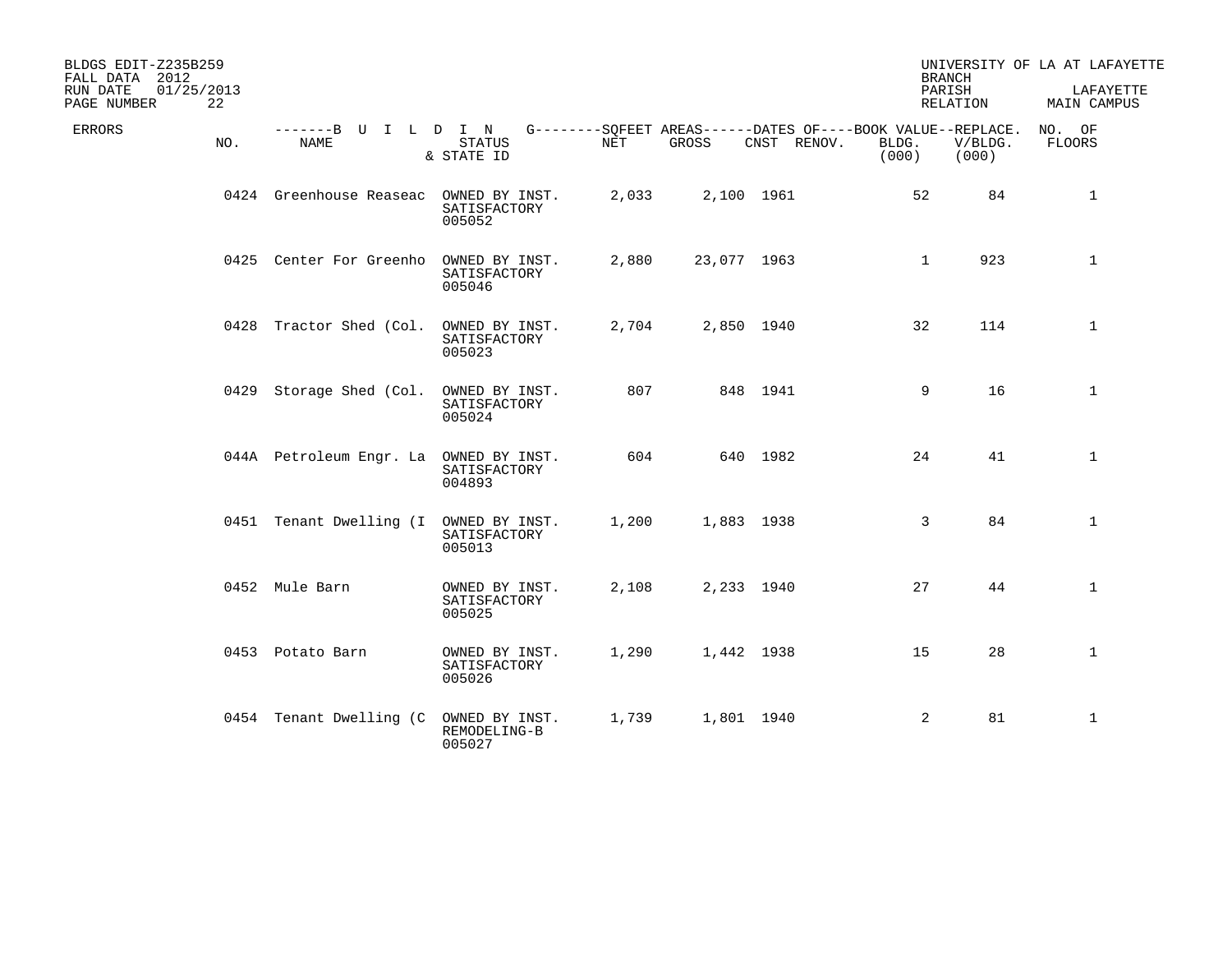BLDGS EDIT-Z235B259 
FALL DATA 2012 
RUN DATE 01/25/2013 

UNIVERSITY OF LA AT LAFAYETTE 
BRANCH 
PARISH LAFAYETTE 
RELATION MAIN CAMPUS

| ERRORS | NO. | NAME | STATUS & STATE ID | NET | GROSS | CNST | RENOV. | BOOK VALUE BLDG. (000) | REPLACE. V/BLDG. (000) | NO. OF FLOORS |
|---|---|---|---|---|---|---|---|---|---|---|
| | 0424 | Greenhouse Reaseac | OWNED BY INST. SATISFACTORY 005052 | 2,033 | 2,100 | 1961 | | 52 | 84 | 1 |
| | 0425 | Center For Greenho | OWNED BY INST. SATISFACTORY 005046 | 2,880 | 23,077 | 1963 | | 1 | 923 | 1 |
| | 0428 | Tractor Shed (Col. | OWNED BY INST. SATISFACTORY 005023 | 2,704 | 2,850 | 1940 | | 32 | 114 | 1 |
| | 0429 | Storage Shed (Col. | OWNED BY INST. SATISFACTORY 005024 | 807 | 848 | 1941 | | 9 | 16 | 1 |
| | 044A | Petroleum Engr. La | OWNED BY INST. SATISFACTORY 004893 | 604 | 640 | 1982 | | 24 | 41 | 1 |
| | 0451 | Tenant Dwelling (I | OWNED BY INST. SATISFACTORY 005013 | 1,200 | 1,883 | 1938 | | 3 | 84 | 1 |
| | 0452 | Mule Barn | OWNED BY INST. SATISFACTORY 005025 | 2,108 | 2,233 | 1940 | | 27 | 44 | 1 |
| | 0453 | Potato Barn | OWNED BY INST. SATISFACTORY 005026 | 1,290 | 1,442 | 1938 | | 15 | 28 | 1 |
| | 0454 | Tenant Dwelling (C | OWNED BY INST. REMODELING-B 005027 | 1,739 | 1,801 | 1940 | | 2 | 81 | 1 |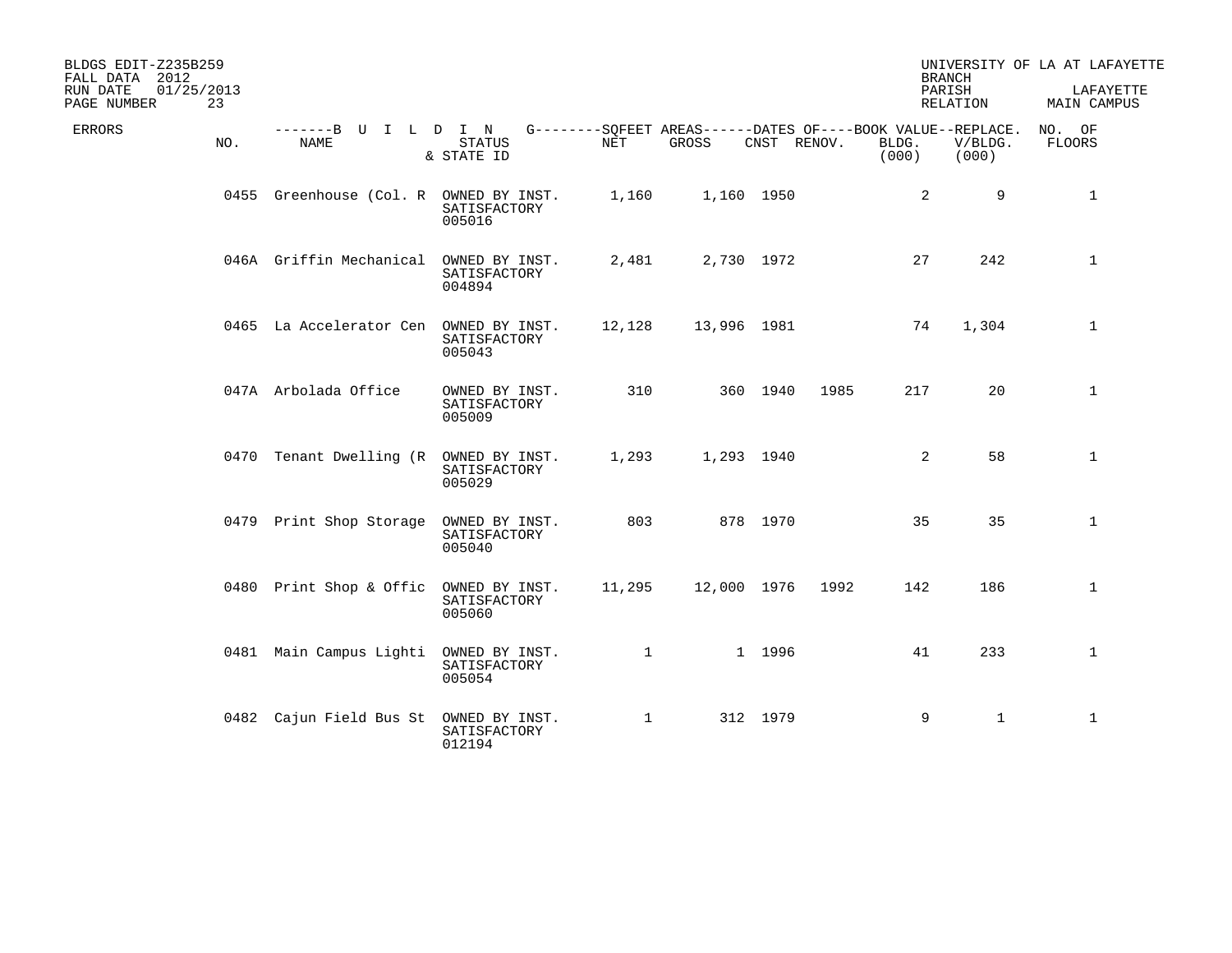BLDGS EDIT-Z235B259
FALL DATA 2012
RUN DATE 01/25/2013
PAGE NUMBER 23

UNIVERSITY OF LA AT LAFAYETTE
BRANCH
PARISH LAFAYETTE
RELATION MAIN CAMPUS

| ERRORS | NO. | B U I L D I N NAME | STATUS & STATE ID | SQFEET AREAS NET | GROSS | DATES OF CNST | RENOV. | BOOK VALUE BLDG. (000) | REPLACE. V/BLDG. (000) | NO. OF FLOORS |
|---|---|---|---|---|---|---|---|---|---|---|
| | 0455 | Greenhouse (Col. R | OWNED BY INST. SATISFACTORY 005016 | 1,160 | 1,160 | 1950 | | 2 | 9 | 1 |
| | 046A | Griffin Mechanical | OWNED BY INST. SATISFACTORY 004894 | 2,481 | 2,730 | 1972 | | 27 | 242 | 1 |
| | 0465 | La Accelerator Cen | OWNED BY INST. SATISFACTORY 005043 | 12,128 | 13,996 | 1981 | | 74 | 1,304 | 1 |
| | 047A | Arbolada Office | OWNED BY INST. SATISFACTORY 005009 | 310 | 360 | 1940 | 1985 | 217 | 20 | 1 |
| | 0470 | Tenant Dwelling (R | OWNED BY INST. SATISFACTORY 005029 | 1,293 | 1,293 | 1940 | | 2 | 58 | 1 |
| | 0479 | Print Shop Storage | OWNED BY INST. SATISFACTORY 005040 | 803 | 878 | 1970 | | 35 | 35 | 1 |
| | 0480 | Print Shop & Offic | OWNED BY INST. SATISFACTORY 005060 | 11,295 | 12,000 | 1976 | 1992 | 142 | 186 | 1 |
| | 0481 | Main Campus Lighti | OWNED BY INST. SATISFACTORY 005054 | 1 | 1 | 1996 | | 41 | 233 | 1 |
| | 0482 | Cajun Field Bus St | OWNED BY INST. SATISFACTORY 012194 | 1 | 312 | 1979 | | 9 | 1 | 1 |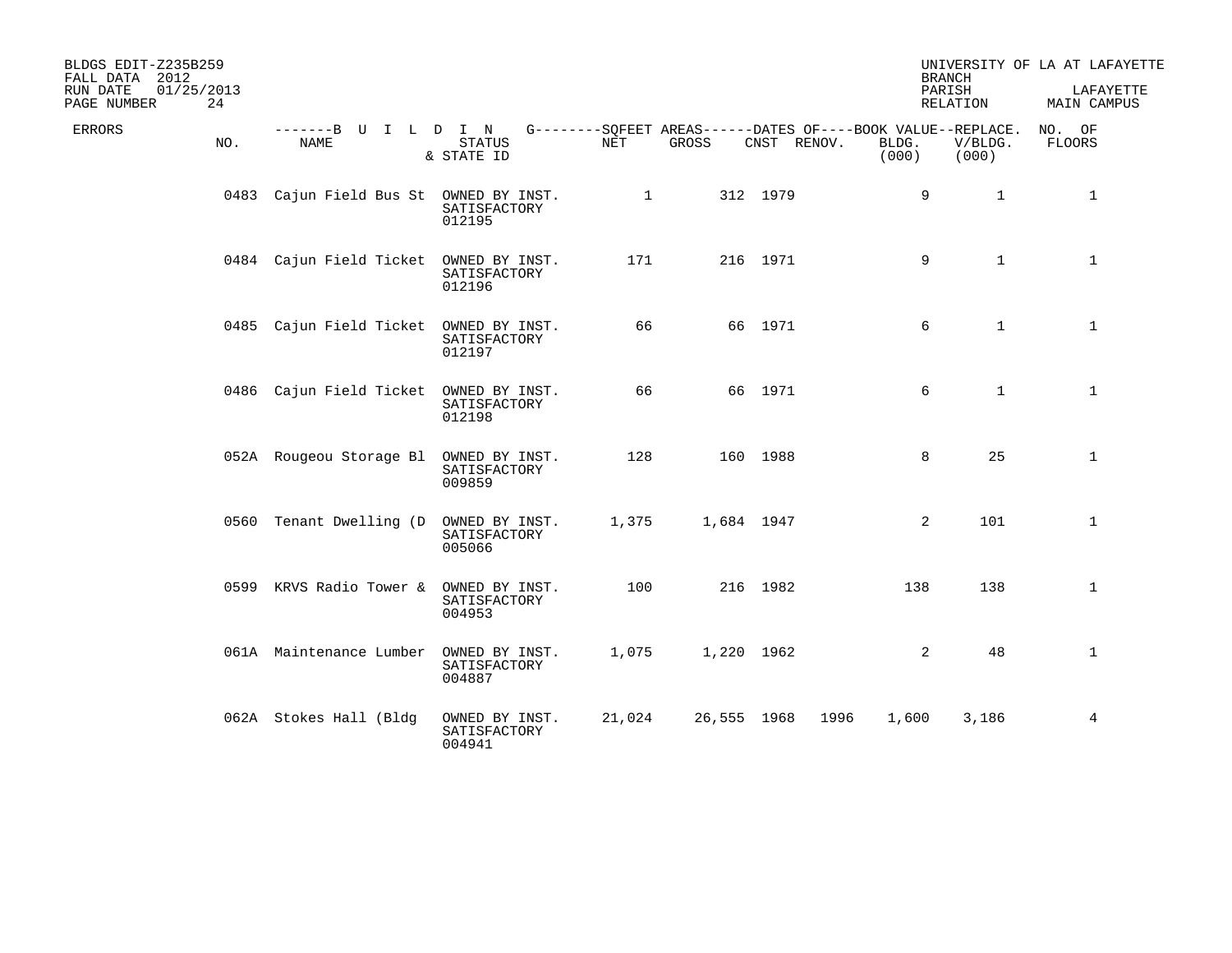BLDGS EDIT-Z235B259
FALL DATA 2012
RUN DATE 01/25/2013
PAGE NUMBER 24

UNIVERSITY OF LA AT LAFAYETTE
BRANCH
PARISH LAFAYETTE
RELATION MAIN CAMPUS

| ERRORS | NO. | NAME | STATUS & STATE ID | NET | GROSS | CNST | RENOV. | BOOK VALUE BLDG. (000) | REPLACE. V/BLDG. (000) | NO. OF FLOORS |
|---|---|---|---|---|---|---|---|---|---|---|
| | 0483 | Cajun Field Bus St | OWNED BY INST. SATISFACTORY 012195 | 1 | 312 | 1979 | | 9 | 1 | 1 |
| | 0484 | Cajun Field Ticket | OWNED BY INST. SATISFACTORY 012196 | 171 | 216 | 1971 | | 9 | 1 | 1 |
| | 0485 | Cajun Field Ticket | OWNED BY INST. SATISFACTORY 012197 | 66 | 66 | 1971 | | 6 | 1 | 1 |
| | 0486 | Cajun Field Ticket | OWNED BY INST. SATISFACTORY 012198 | 66 | 66 | 1971 | | 6 | 1 | 1 |
| | 052A | Rougeou Storage Bl | OWNED BY INST. SATISFACTORY 009859 | 128 | 160 | 1988 | | 8 | 25 | 1 |
| | 0560 | Tenant Dwelling (D | OWNED BY INST. SATISFACTORY 005066 | 1,375 | 1,684 | 1947 | | 2 | 101 | 1 |
| | 0599 | KRVS Radio Tower & | OWNED BY INST. SATISFACTORY 004953 | 100 | 216 | 1982 | | 138 | 138 | 1 |
| | 061A | Maintenance Lumber | OWNED BY INST. SATISFACTORY 004887 | 1,075 | 1,220 | 1962 | | 2 | 48 | 1 |
| | 062A | Stokes Hall (Bldg | OWNED BY INST. SATISFACTORY 004941 | 21,024 | 26,555 | 1968 | 1996 | 1,600 | 3,186 | 4 |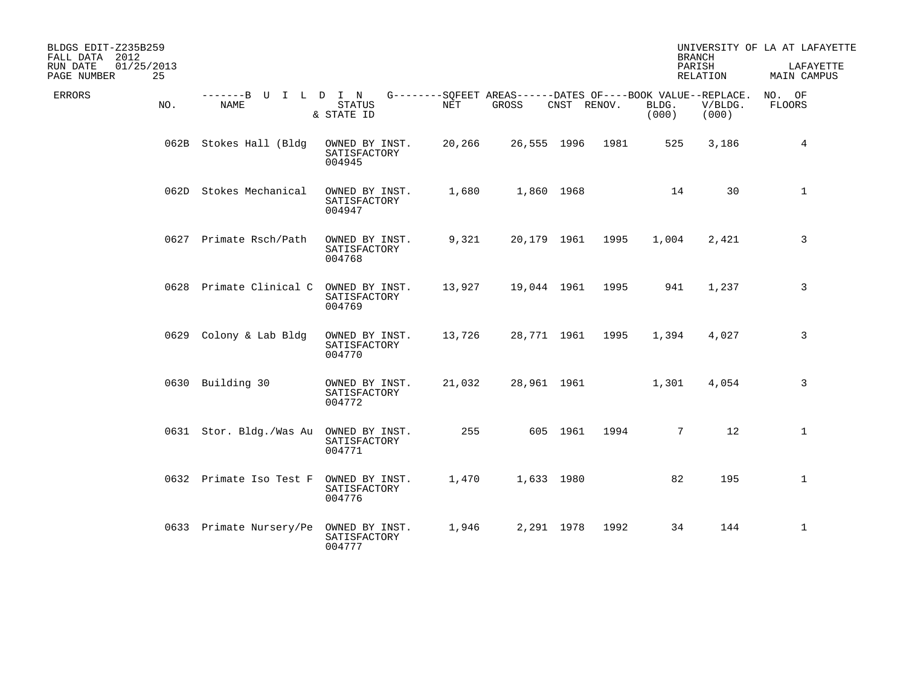BLDGS EDIT-Z235B259
FALL DATA 2012
RUN DATE 01/25/2013
PAGE NUMBER 25

UNIVERSITY OF LA AT LAFAYETTE
BRANCH
PARISH LAFAYETTE
RELATION MAIN CAMPUS

| ERRORS | NO. | NAME | STATUS & STATE ID | NET | GROSS | CNST | RENOV. | BLDG. (000) | V/BLDG. (000) | NO. OF FLOORS |
|---|---|---|---|---|---|---|---|---|---|---|
| | 062B | Stokes Hall (Bldg | OWNED BY INST. SATISFACTORY 004945 | 20,266 | 26,555 | 1996 | 1981 | 525 | 3,186 | 4 |
| | 062D | Stokes Mechanical | OWNED BY INST. SATISFACTORY 004947 | 1,680 | 1,860 | 1968 | | 14 | 30 | 1 |
| | 0627 | Primate Rsch/Path | OWNED BY INST. SATISFACTORY 004768 | 9,321 | 20,179 | 1961 | 1995 | 1,004 | 2,421 | 3 |
| | 0628 | Primate Clinical C | OWNED BY INST. SATISFACTORY 004769 | 13,927 | 19,044 | 1961 | 1995 | 941 | 1,237 | 3 |
| | 0629 | Colony & Lab Bldg | OWNED BY INST. SATISFACTORY 004770 | 13,726 | 28,771 | 1961 | 1995 | 1,394 | 4,027 | 3 |
| | 0630 | Building 30 | OWNED BY INST. SATISFACTORY 004772 | 21,032 | 28,961 | 1961 | | 1,301 | 4,054 | 3 |
| | 0631 | Stor. Bldg./Was Au | OWNED BY INST. SATISFACTORY 004771 | 255 | 605 | 1961 | 1994 | 7 | 12 | 1 |
| | 0632 | Primate Iso Test F | OWNED BY INST. SATISFACTORY 004776 | 1,470 | 1,633 | 1980 | | 82 | 195 | 1 |
| | 0633 | Primate Nursery/Pe | OWNED BY INST. SATISFACTORY 004777 | 1,946 | 2,291 | 1978 | 1992 | 34 | 144 | 1 |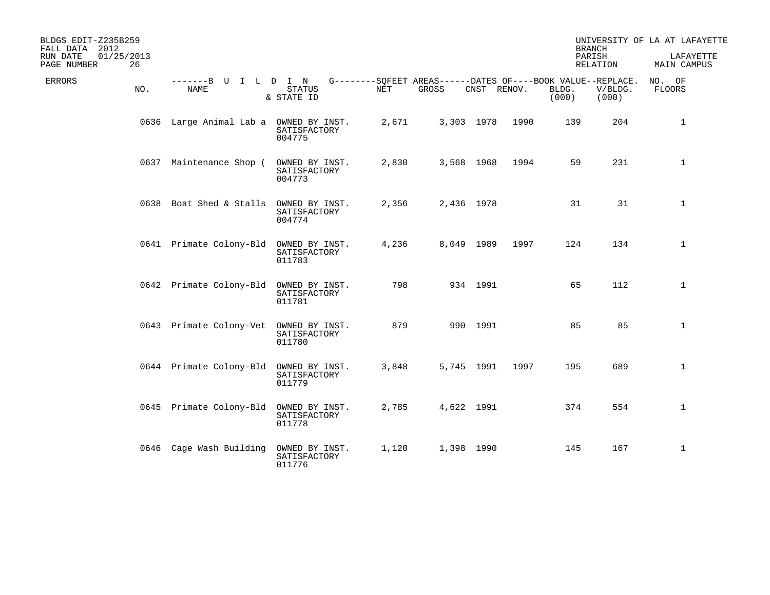BLDGS EDIT-Z235B259
FALL DATA 2012
RUN DATE 01/25/2013

UNIVERSITY OF LA AT LAFAYETTE
BRANCH
PARISH LAFAYETTE
RELATION MAIN CAMPUS

| ERRORS | NO. | NAME | STATUS & STATE ID | NET | GROSS | CNST | RENOV. | BLDG. (000) | V/BLDG. (000) | NO. OF FLOORS |
|---|---|---|---|---|---|---|---|---|---|---|
| | 0636 | Large Animal Lab a | OWNED BY INST. SATISFACTORY 004775 | 2,671 | 3,303 | 1978 | 1990 | 139 | 204 | 1 |
| | 0637 | Maintenance Shop ( | OWNED BY INST. SATISFACTORY 004773 | 2,830 | 3,568 | 1968 | 1994 | 59 | 231 | 1 |
| | 0638 | Boat Shed & Stalls | OWNED BY INST. SATISFACTORY 004774 | 2,356 | 2,436 | 1978 | | 31 | 31 | 1 |
| | 0641 | Primate Colony-Bld | OWNED BY INST. SATISFACTORY 011783 | 4,236 | 8,049 | 1989 | 1997 | 124 | 134 | 1 |
| | 0642 | Primate Colony-Bld | OWNED BY INST. SATISFACTORY 011781 | 798 | 934 | 1991 | | 65 | 112 | 1 |
| | 0643 | Primate Colony-Vet | OWNED BY INST. SATISFACTORY 011780 | 879 | 990 | 1991 | | 85 | 85 | 1 |
| | 0644 | Primate Colony-Bld | OWNED BY INST. SATISFACTORY 011779 | 3,848 | 5,745 | 1991 | 1997 | 195 | 689 | 1 |
| | 0645 | Primate Colony-Bld | OWNED BY INST. SATISFACTORY 011778 | 2,785 | 4,622 | 1991 | | 374 | 554 | 1 |
| | 0646 | Cage Wash Building | OWNED BY INST. SATISFACTORY 011776 | 1,120 | 1,398 | 1990 | | 145 | 167 | 1 |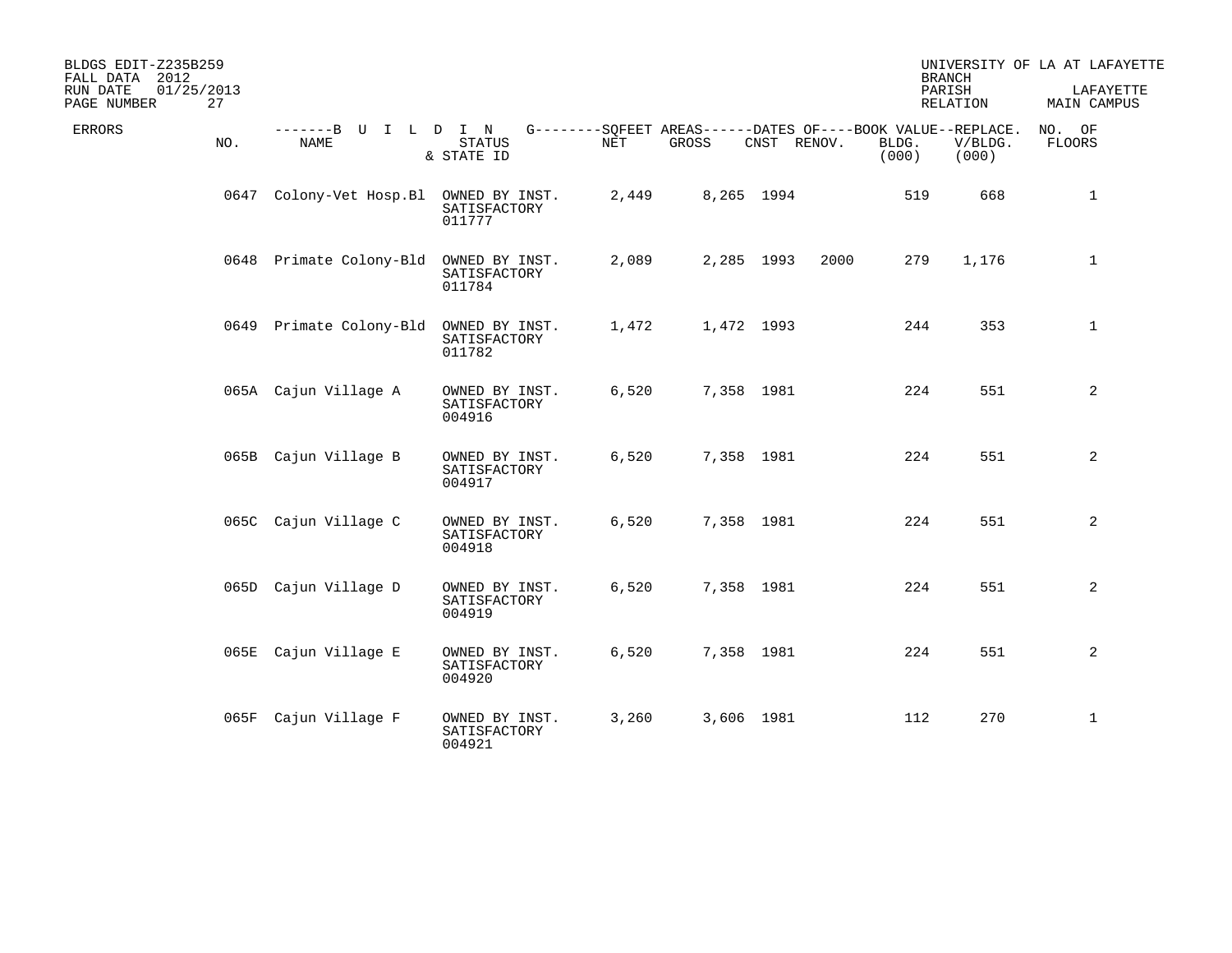BLDGS EDIT-Z235B259
FALL DATA 2012
RUN DATE 01/25/2013

UNIVERSITY OF LA AT LAFAYETTE
BRANCH
PARISH LAFAYETTE
RELATION MAIN CAMPUS

| ERRORS | NO. | NAME | STATUS & STATE ID | NET | GROSS | CNST | RENOV. | BOOK VALUE BLDG. (000) | REPLACE. V/BLDG. (000) | NO. OF FLOORS |
|---|---|---|---|---|---|---|---|---|---|---|
| | 0647 | Colony-Vet Hosp.Bl | OWNED BY INST. SATISFACTORY 011777 | 2,449 | 8,265 | 1994 | | 519 | 668 | 1 |
| | 0648 | Primate Colony-Bld | OWNED BY INST. SATISFACTORY 011784 | 2,089 | 2,285 | 1993 | 2000 | 279 | 1,176 | 1 |
| | 0649 | Primate Colony-Bld | OWNED BY INST. SATISFACTORY 011782 | 1,472 | 1,472 | 1993 | | 244 | 353 | 1 |
| | 065A | Cajun Village A | OWNED BY INST. SATISFACTORY 004916 | 6,520 | 7,358 | 1981 | | 224 | 551 | 2 |
| | 065B | Cajun Village B | OWNED BY INST. SATISFACTORY 004917 | 6,520 | 7,358 | 1981 | | 224 | 551 | 2 |
| | 065C | Cajun Village C | OWNED BY INST. SATISFACTORY 004918 | 6,520 | 7,358 | 1981 | | 224 | 551 | 2 |
| | 065D | Cajun Village D | OWNED BY INST. SATISFACTORY 004919 | 6,520 | 7,358 | 1981 | | 224 | 551 | 2 |
| | 065E | Cajun Village E | OWNED BY INST. SATISFACTORY 004920 | 6,520 | 7,358 | 1981 | | 224 | 551 | 2 |
| | 065F | Cajun Village F | OWNED BY INST. SATISFACTORY 004921 | 3,260 | 3,606 | 1981 | | 112 | 270 | 1 |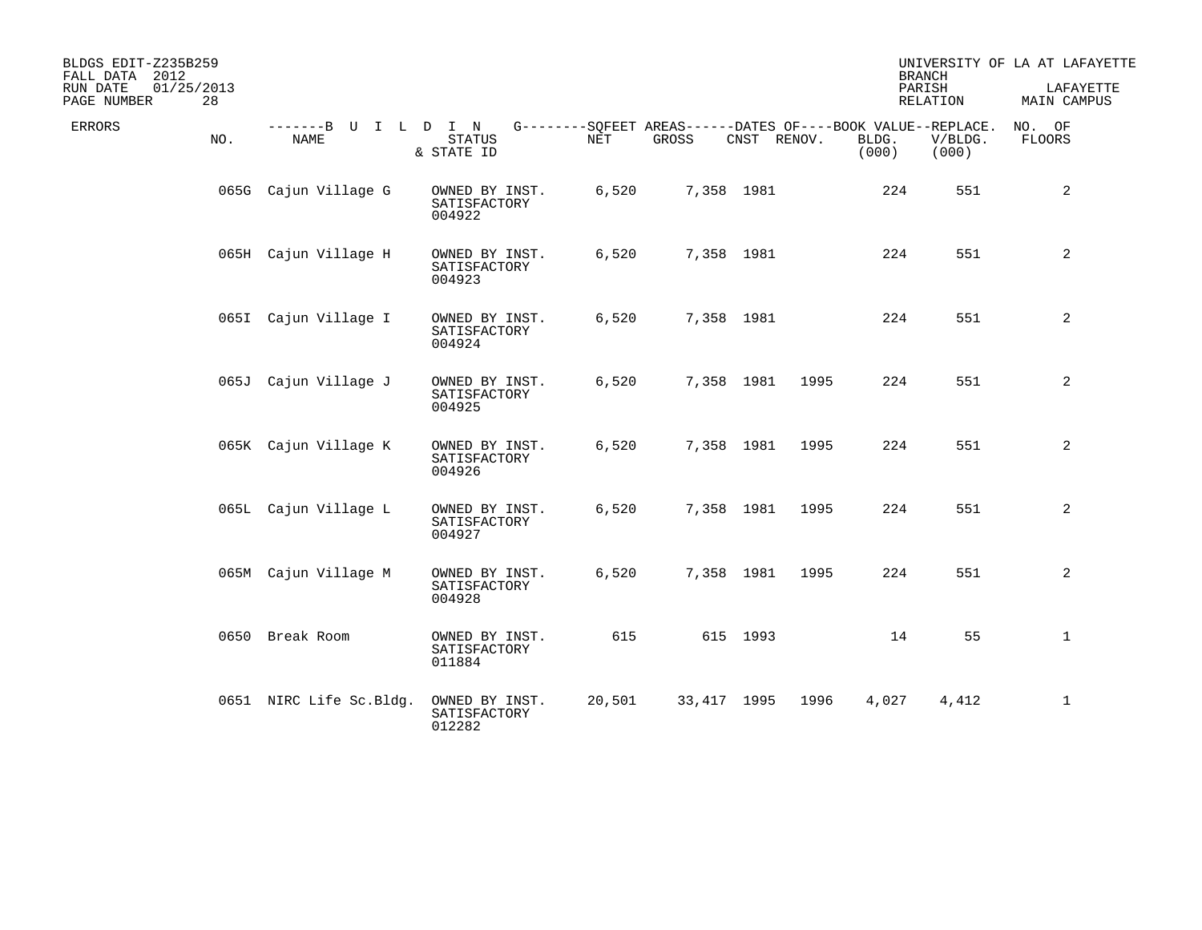BLDGS EDIT-Z235B259
FALL DATA 2012
RUN DATE 01/25/2013

UNIVERSITY OF LA AT LAFAYETTE
BRANCH
PARISH LAFAYETTE
RELATION MAIN CAMPUS

| ERRORS | NO. | NAME | STATUS & STATE ID | NET | GROSS | CNST | RENOV. | BLDG. (000) | REPLACE. V/BLDG. (000) | NO. OF FLOORS |
|---|---|---|---|---|---|---|---|---|---|---|
| | 065G | Cajun Village G | OWNED BY INST. SATISFACTORY 004922 | 6,520 | 7,358 | 1981 | | 224 | 551 | 2 |
| | 065H | Cajun Village H | OWNED BY INST. SATISFACTORY 004923 | 6,520 | 7,358 | 1981 | | 224 | 551 | 2 |
| | 065I | Cajun Village I | OWNED BY INST. SATISFACTORY 004924 | 6,520 | 7,358 | 1981 | | 224 | 551 | 2 |
| | 065J | Cajun Village J | OWNED BY INST. SATISFACTORY 004925 | 6,520 | 7,358 | 1981 | 1995 | 224 | 551 | 2 |
| | 065K | Cajun Village K | OWNED BY INST. SATISFACTORY 004926 | 6,520 | 7,358 | 1981 | 1995 | 224 | 551 | 2 |
| | 065L | Cajun Village L | OWNED BY INST. SATISFACTORY 004927 | 6,520 | 7,358 | 1981 | 1995 | 224 | 551 | 2 |
| | 065M | Cajun Village M | OWNED BY INST. SATISFACTORY 004928 | 6,520 | 7,358 | 1981 | 1995 | 224 | 551 | 2 |
| | 0650 | Break Room | OWNED BY INST. SATISFACTORY 011884 | 615 | 615 | 1993 | | 14 | 55 | 1 |
| | 0651 | NIRC Life Sc.Bldg. | OWNED BY INST. SATISFACTORY 012282 | 20,501 | 33,417 | 1995 | 1996 | 4,027 | 4,412 | 1 |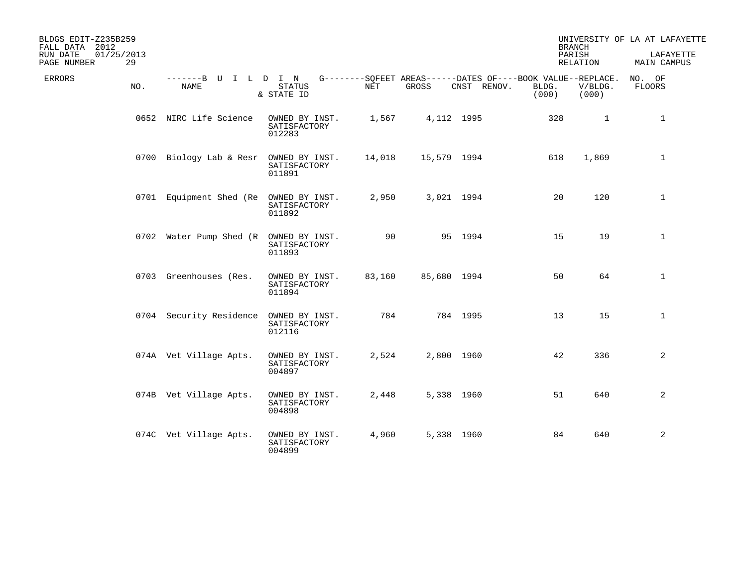BLDGS EDIT-Z235B259
FALL DATA 2012
RUN DATE 01/25/2013
PAGE NUMBER 29

UNIVERSITY OF LA AT LAFAYETTE
BRANCH
PARISH LAFAYETTE
RELATION MAIN CAMPUS

| ERRORS | NO. | NAME | STATUS & STATE ID | NET | GROSS | CNST | RENOV. | BOOK VALUE BLDG. (000) | REPLACE. V/BLDG. (000) | NO. OF FLOORS |
|---|---|---|---|---|---|---|---|---|---|---|
| | 0652 | NIRC Life Science | OWNED BY INST. SATISFACTORY 012283 | 1,567 | 4,112 | 1995 | | 328 | 1 | 1 |
| | 0700 | Biology Lab & Resr | OWNED BY INST. SATISFACTORY 011891 | 14,018 | 15,579 | 1994 | | 618 | 1,869 | 1 |
| | 0701 | Equipment Shed (Re | OWNED BY INST. SATISFACTORY 011892 | 2,950 | 3,021 | 1994 | | 20 | 120 | 1 |
| | 0702 | Water Pump Shed (R | OWNED BY INST. SATISFACTORY 011893 | 90 | 95 | 1994 | | 15 | 19 | 1 |
| | 0703 | Greenhouses (Res. | OWNED BY INST. SATISFACTORY 011894 | 83,160 | 85,680 | 1994 | | 50 | 64 | 1 |
| | 0704 | Security Residence | OWNED BY INST. SATISFACTORY 012116 | 784 | 784 | 1995 | | 13 | 15 | 1 |
| | 074A | Vet Village Apts. | OWNED BY INST. SATISFACTORY 004897 | 2,524 | 2,800 | 1960 | | 42 | 336 | 2 |
| | 074B | Vet Village Apts. | OWNED BY INST. SATISFACTORY 004898 | 2,448 | 5,338 | 1960 | | 51 | 640 | 2 |
| | 074C | Vet Village Apts. | OWNED BY INST. SATISFACTORY 004899 | 4,960 | 5,338 | 1960 | | 84 | 640 | 2 |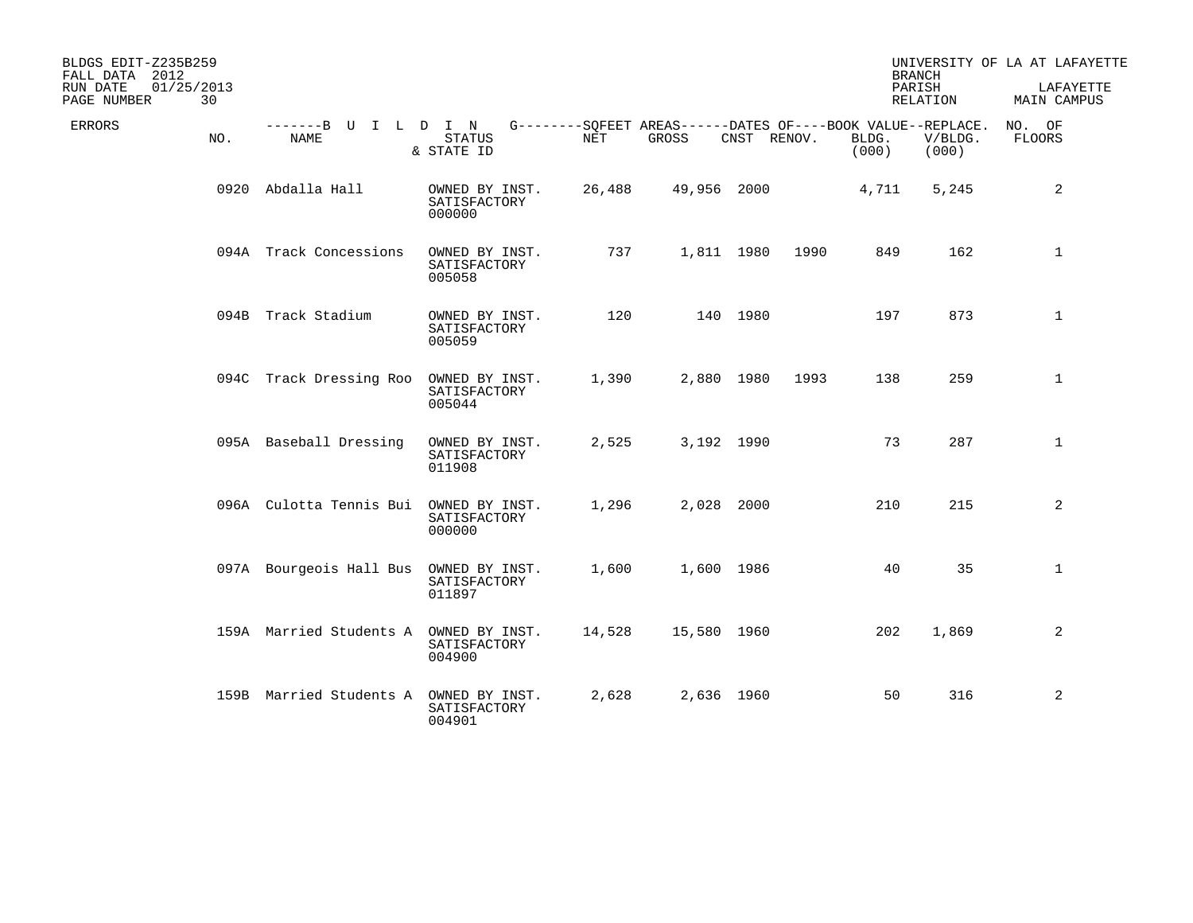BLDGS EDIT-Z235B259
FALL DATA 2012
RUN DATE 01/25/2013

UNIVERSITY OF LA AT LAFAYETTE
BRANCH
PARISH LAFAYETTE
RELATION MAIN CAMPUS

| ERRORS | NO. | NAME | STATUS & STATE ID | NET | GROSS | CNST | RENOV. | BOOK VALUE BLDG. (000) | REPLACE. V/BLDG. (000) | NO. OF FLOORS |
|---|---|---|---|---|---|---|---|---|---|---|
| | 0920 | Abdalla Hall | OWNED BY INST. SATISFACTORY 000000 | 26,488 | 49,956 | 2000 | | 4,711 | 5,245 | 2 |
| | 094A | Track Concessions | OWNED BY INST. SATISFACTORY 005058 | 737 | 1,811 | 1980 | 1990 | 849 | 162 | 1 |
| | 094B | Track Stadium | OWNED BY INST. SATISFACTORY 005059 | 120 | 140 | 1980 | | 197 | 873 | 1 |
| | 094C | Track Dressing Roo | OWNED BY INST. SATISFACTORY 005044 | 1,390 | 2,880 | 1980 | 1993 | 138 | 259 | 1 |
| | 095A | Baseball Dressing | OWNED BY INST. SATISFACTORY 011908 | 2,525 | 3,192 | 1990 | | 73 | 287 | 1 |
| | 096A | Culotta Tennis Bui | OWNED BY INST. SATISFACTORY 000000 | 1,296 | 2,028 | 2000 | | 210 | 215 | 2 |
| | 097A | Bourgeois Hall Bus | OWNED BY INST. SATISFACTORY 011897 | 1,600 | 1,600 | 1986 | | 40 | 35 | 1 |
| | 159A | Married Students A | OWNED BY INST. SATISFACTORY 004900 | 14,528 | 15,580 | 1960 | | 202 | 1,869 | 2 |
| | 159B | Married Students A | OWNED BY INST. SATISFACTORY 004901 | 2,628 | 2,636 | 1960 | | 50 | 316 | 2 |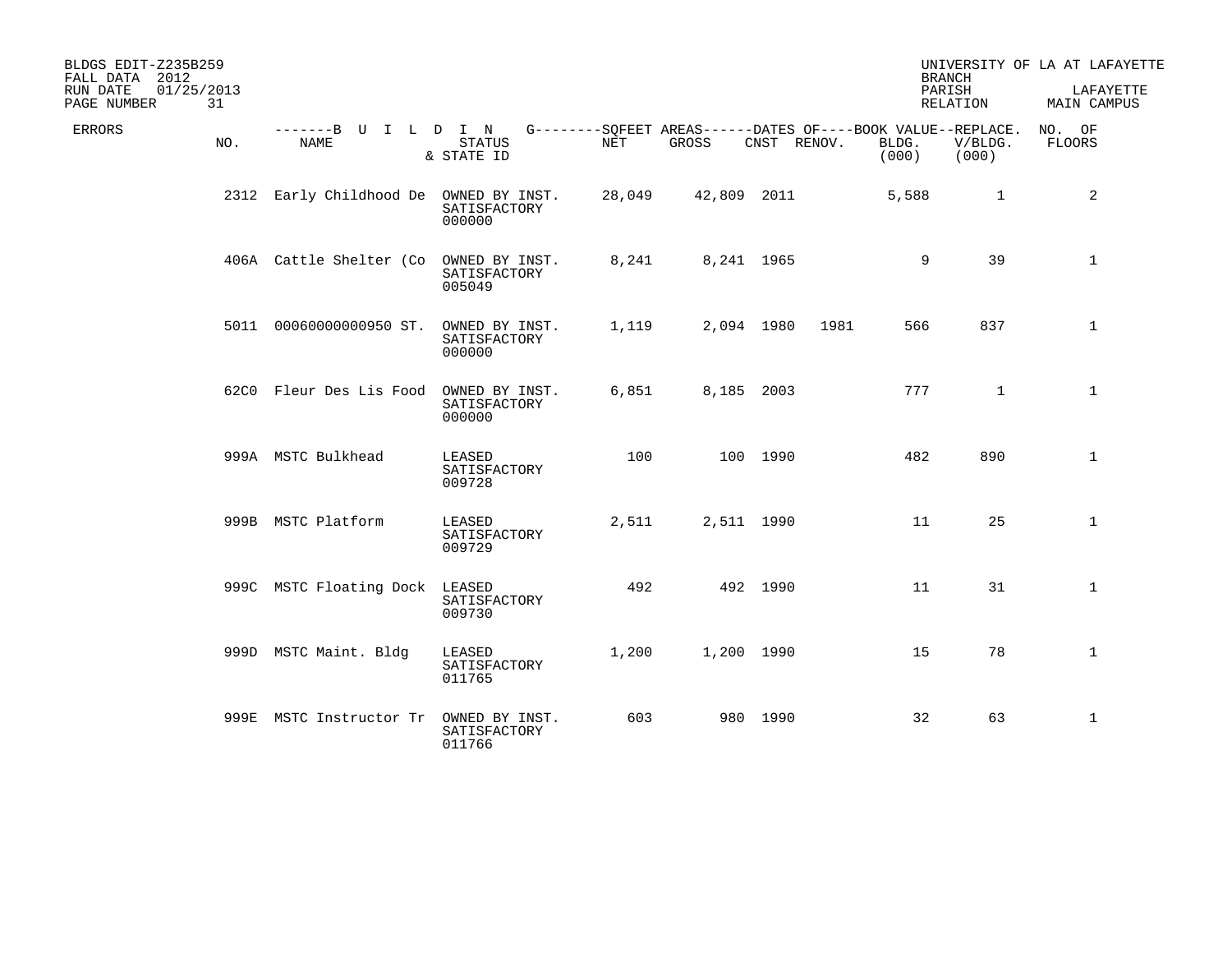BLDGS EDIT-Z235B259
FALL DATA 2012
RUN DATE 01/25/2013

UNIVERSITY OF LA AT LAFAYETTE
BRANCH
PARISH LAFAYETTE
RELATION MAIN CAMPUS

| ERRORS | NO. | NAME | STATUS & STATE ID | NET | GROSS | CNST | RENOV. | BLDG. (000) | REPLACE. V/BLDG. (000) | NO. OF FLOORS |
|---|---|---|---|---|---|---|---|---|---|---|
| | 2312 | Early Childhood De | OWNED BY INST. SATISFACTORY 000000 | 28,049 | 42,809 | 2011 | | 5,588 | 1 | 2 |
| | 406A | Cattle Shelter (Co | OWNED BY INST. SATISFACTORY 005049 | 8,241 | 8,241 | 1965 | | 9 | 39 | 1 |
| | 5011 | 00060000000950 ST. | OWNED BY INST. SATISFACTORY 000000 | 1,119 | 2,094 | 1980 | 1981 | 566 | 837 | 1 |
| | 62C0 | Fleur Des Lis Food | OWNED BY INST. SATISFACTORY 000000 | 6,851 | 8,185 | 2003 | | 777 | 1 | 1 |
| | 999A | MSTC Bulkhead | LEASED SATISFACTORY 009728 | 100 | 100 | 1990 | | 482 | 890 | 1 |
| | 999B | MSTC Platform | LEASED SATISFACTORY 009729 | 2,511 | 2,511 | 1990 | | 11 | 25 | 1 |
| | 999C | MSTC Floating Dock | LEASED SATISFACTORY 009730 | 492 | 492 | 1990 | | 11 | 31 | 1 |
| | 999D | MSTC Maint. Bldg | LEASED SATISFACTORY 011765 | 1,200 | 1,200 | 1990 | | 15 | 78 | 1 |
| | 999E | MSTC Instructor Tr | OWNED BY INST. SATISFACTORY 011766 | 603 | 980 | 1990 | | 32 | 63 | 1 |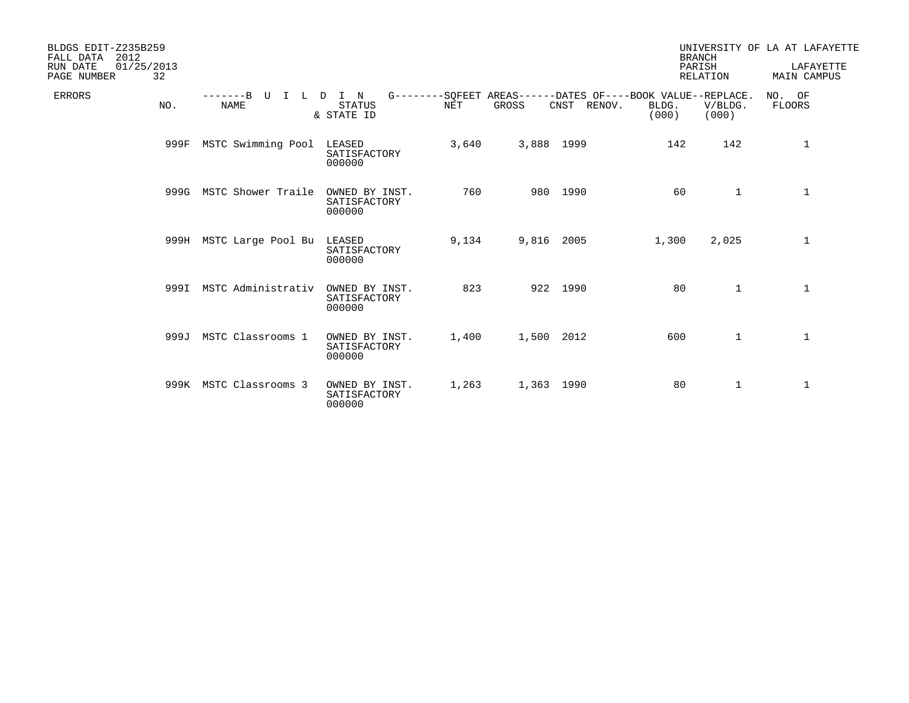BLDGS EDIT-Z235B259
FALL DATA 2012
RUN DATE 01/25/2013
PAGE NUMBER 32

UNIVERSITY OF LA AT LAFAYETTE
BRANCH
PARISH LAFAYETTE
RELATION MAIN CAMPUS

| ERRORS | NO. | BUILDING NAME | STATUS & STATE ID | SQFEET AREAS NET | SQFEET AREAS GROSS | DATES OF CNST | DATES OF RENOV. | BOOK VALUE BLDG. (000) | REPLACE. V/BLDG. (000) | NO. OF FLOORS |
|---|---|---|---|---|---|---|---|---|---|---|
| | 999F | MSTC Swimming Pool | LEASED SATISFACTORY 000000 | 3,640 | 3,888 | 1999 | | 142 | 142 | 1 |
| | 999G | MSTC Shower Traile | OWNED BY INST. SATISFACTORY 000000 | 760 | 980 | 1990 | | 60 | 1 | 1 |
| | 999H | MSTC Large Pool Bu | LEASED SATISFACTORY 000000 | 9,134 | 9,816 | 2005 | | 1,300 | 2,025 | 1 |
| | 999I | MSTC Administrativ | OWNED BY INST. SATISFACTORY 000000 | 823 | 922 | 1990 | | 80 | 1 | 1 |
| | 999J | MSTC Classrooms 1 | OWNED BY INST. SATISFACTORY 000000 | 1,400 | 1,500 | 2012 | | 600 | 1 | 1 |
| | 999K | MSTC Classrooms 3 | OWNED BY INST. SATISFACTORY 000000 | 1,263 | 1,363 | 1990 | | 80 | 1 | 1 |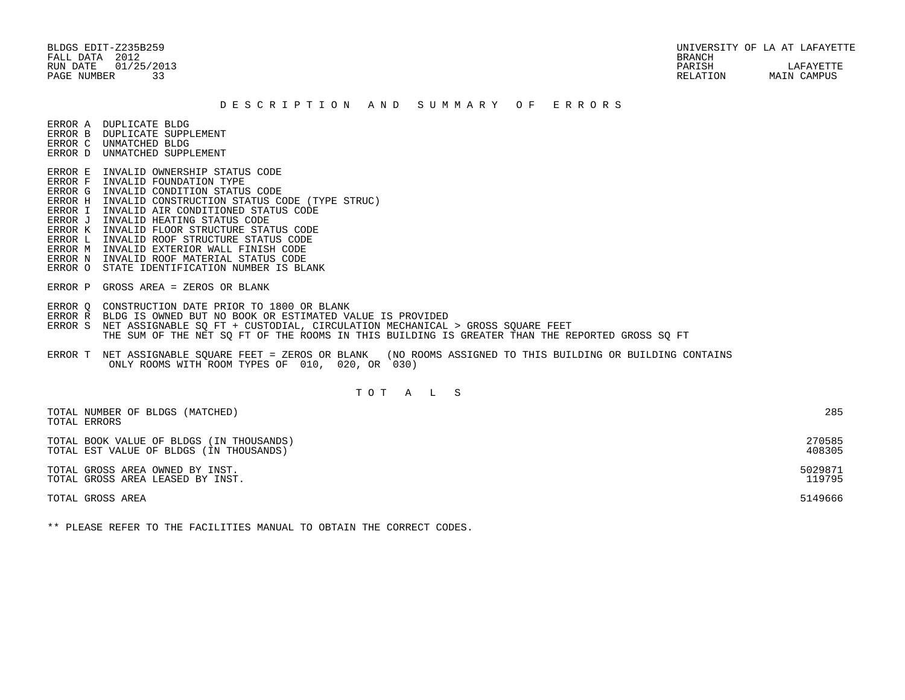BLDGS EDIT-Z235B259
FALL DATA 2012
RUN DATE 01/25/2013
PAGE NUMBER 33

UNIVERSITY OF LA AT LAFAYETTE
BRANCH
PARISH LAFAYETTE
RELATION MAIN CAMPUS

## D E S C R I P T I O N A N D S U M M A R Y O F E R R O R S

ERROR A DUPLICATE BLDG
ERROR B DUPLICATE SUPPLEMENT
ERROR C UNMATCHED BLDG
ERROR D UNMATCHED SUPPLEMENT

ERROR E INVALID OWNERSHIP STATUS CODE
ERROR F INVALID FOUNDATION TYPE
ERROR G INVALID CONDITION STATUS CODE
ERROR H INVALID CONSTRUCTION STATUS CODE (TYPE STRUC)
ERROR I INVALID AIR CONDITIONED STATUS CODE
ERROR J INVALID HEATING STATUS CODE
ERROR K INVALID FLOOR STRUCTURE STATUS CODE
ERROR L INVALID ROOF STRUCTURE STATUS CODE
ERROR M INVALID EXTERIOR WALL FINISH CODE
ERROR N INVALID ROOF MATERIAL STATUS CODE
ERROR O STATE IDENTIFICATION NUMBER IS BLANK

ERROR P GROSS AREA = ZEROS OR BLANK

ERROR Q CONSTRUCTION DATE PRIOR TO 1800 OR BLANK
ERROR R BLDG IS OWNED BUT NO BOOK OR ESTIMATED VALUE IS PROVIDED
ERROR S NET ASSIGNABLE SQ FT + CUSTODIAL, CIRCULATION MECHANICAL > GROSS SQUARE FEET
THE SUM OF THE NET SQ FT OF THE ROOMS IN THIS BUILDING IS GREATER THAN THE REPORTED GROSS SQ FT

ERROR T NET ASSIGNABLE SQUARE FEET = ZEROS OR BLANK (NO ROOMS ASSIGNED TO THIS BUILDING OR BUILDING CONTAINS ONLY ROOMS WITH ROOM TYPES OF 010, 020, OR 030)

## T O T A L S

| | |
|---|---|
| TOTAL NUMBER OF BLDGS (MATCHED) | 285 |
| TOTAL ERRORS | |
| TOTAL BOOK VALUE OF BLDGS (IN THOUSANDS) | 270585 |
| TOTAL EST VALUE OF BLDGS (IN THOUSANDS) | 408305 |
| TOTAL GROSS AREA OWNED BY INST. | 5029871 |
| TOTAL GROSS AREA LEASED BY INST. | 119795 |
| TOTAL GROSS AREA | 5149666 |

** PLEASE REFER TO THE FACILITIES MANUAL TO OBTAIN THE CORRECT CODES.